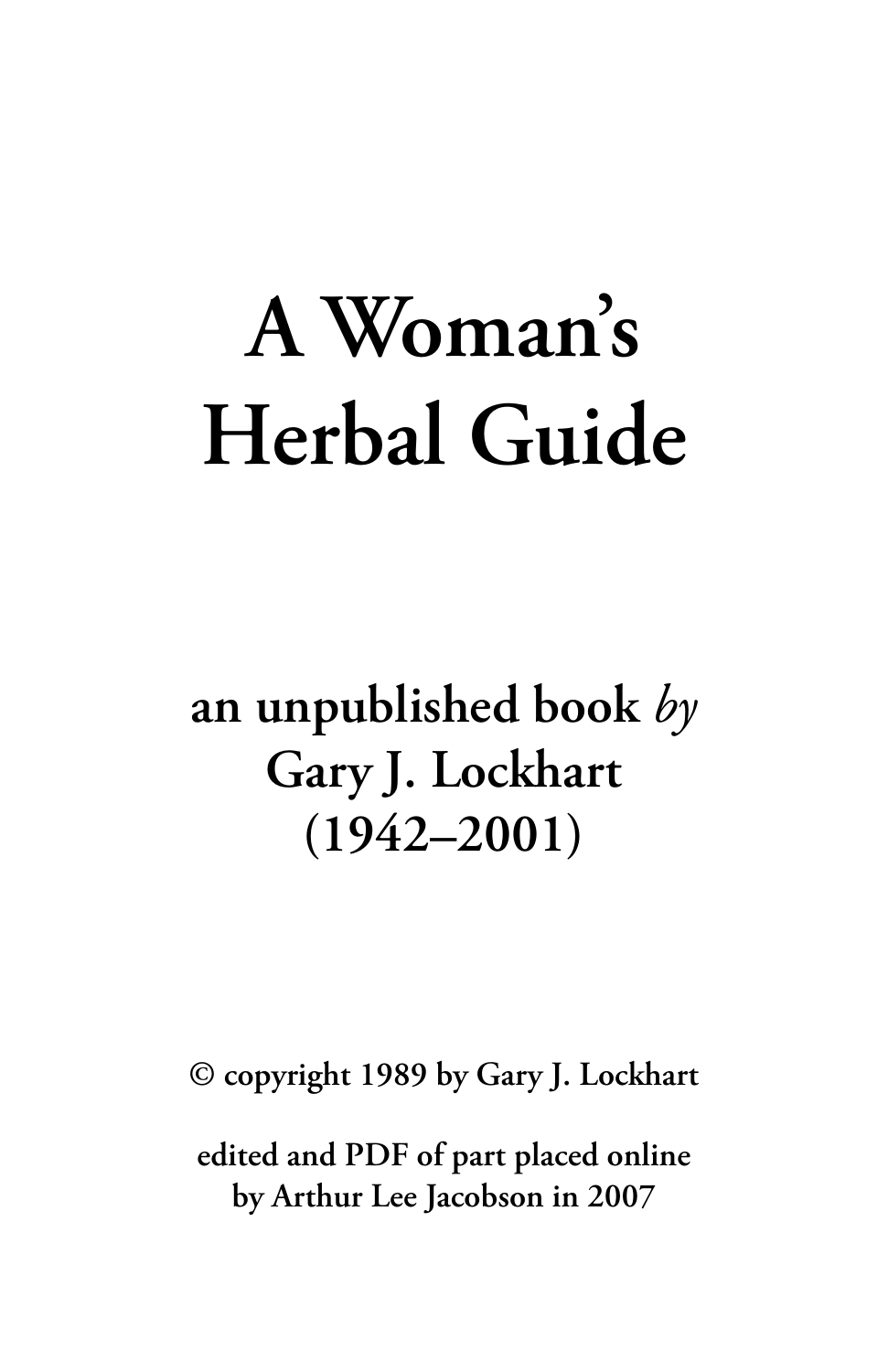# A Woman's Herbal Guide

**an unpublished book *by***
**Gary J. Lockhart**
**(1942–2001)**

**© copyright 1989 by Gary J. Lockhart**

**edited and PDF of part placed online by Arthur Lee Jacobson in 2007**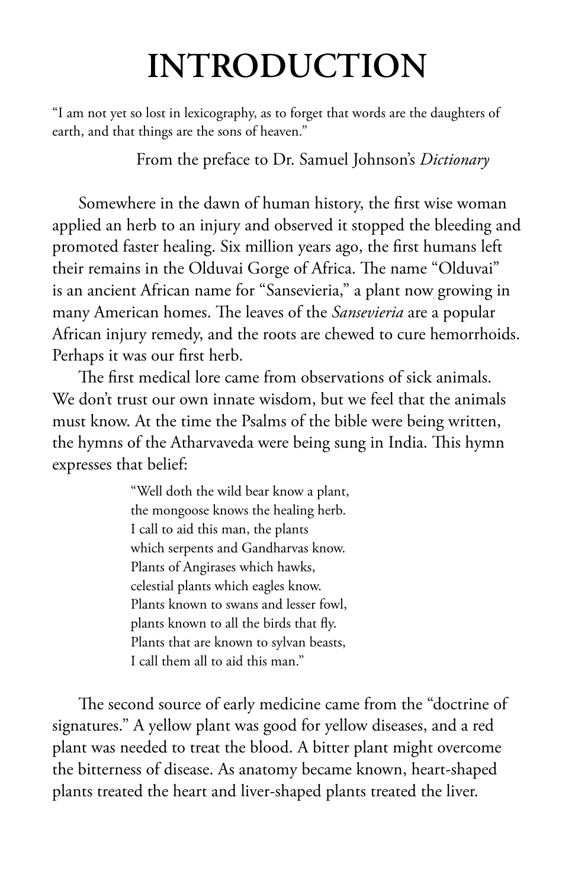# INTRODUCTION

"I am not yet so lost in lexicography, as to forget that words are the daughters of earth, and that things are the sons of heaven."

From the preface to Dr. Samuel Johnson's *Dictionary*

Somewhere in the dawn of human history, the first wise woman applied an herb to an injury and observed it stopped the bleeding and promoted faster healing. Six million years ago, the first humans left their remains in the Olduvai Gorge of Africa. The name "Olduvai" is an ancient African name for "Sansevieria," a plant now growing in many American homes. The leaves of the *Sansevieria* are a popular African injury remedy, and the roots are chewed to cure hemorrhoids. Perhaps it was our first herb.

The first medical lore came from observations of sick animals. We don't trust our own innate wisdom, but we feel that the animals must know. At the time the Psalms of the bible were being written, the hymns of the Atharvaveda were being sung in India. This hymn expresses that belief:

> "Well doth the wild bear know a plant,
> the mongoose knows the healing herb.
> I call to aid this man, the plants
> which serpents and Gandharvas know.
> Plants of Angirases which hawks,
> celestial plants which eagles know.
> Plants known to swans and lesser fowl,
> plants known to all the birds that fly.
> Plants that are known to sylvan beasts,
> I call them all to aid this man."

The second source of early medicine came from the "doctrine of signatures." A yellow plant was good for yellow diseases, and a red plant was needed to treat the blood. A bitter plant might overcome the bitterness of disease. As anatomy became known, heart-shaped plants treated the heart and liver-shaped plants treated the liver.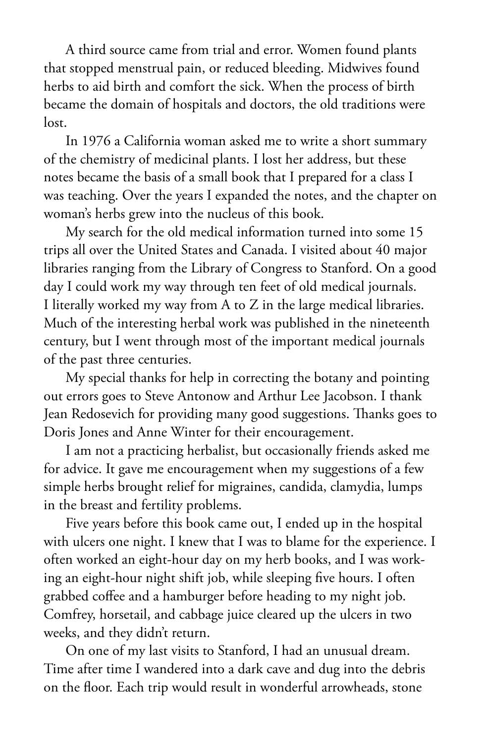A third source came from trial and error. Women found plants that stopped menstrual pain, or reduced bleeding. Midwives found herbs to aid birth and comfort the sick. When the process of birth became the domain of hospitals and doctors, the old traditions were lost.

In 1976 a California woman asked me to write a short summary of the chemistry of medicinal plants. I lost her address, but these notes became the basis of a small book that I prepared for a class I was teaching. Over the years I expanded the notes, and the chapter on woman's herbs grew into the nucleus of this book.

My search for the old medical information turned into some 15 trips all over the United States and Canada. I visited about 40 major libraries ranging from the Library of Congress to Stanford. On a good day I could work my way through ten feet of old medical journals. I literally worked my way from A to Z in the large medical libraries. Much of the interesting herbal work was published in the nineteenth century, but I went through most of the important medical journals of the past three centuries.

My special thanks for help in correcting the botany and pointing out errors goes to Steve Antonow and Arthur Lee Jacobson. I thank Jean Redosevich for providing many good suggestions. Thanks goes to Doris Jones and Anne Winter for their encouragement.

I am not a practicing herbalist, but occasionally friends asked me for advice. It gave me encouragement when my suggestions of a few simple herbs brought relief for migraines, candida, clamydia, lumps in the breast and fertility problems.

Five years before this book came out, I ended up in the hospital with ulcers one night. I knew that I was to blame for the experience. I often worked an eight-hour day on my herb books, and I was working an eight-hour night shift job, while sleeping five hours. I often grabbed coffee and a hamburger before heading to my night job. Comfrey, horsetail, and cabbage juice cleared up the ulcers in two weeks, and they didn't return.

On one of my last visits to Stanford, I had an unusual dream. Time after time I wandered into a dark cave and dug into the debris on the floor. Each trip would result in wonderful arrowheads, stone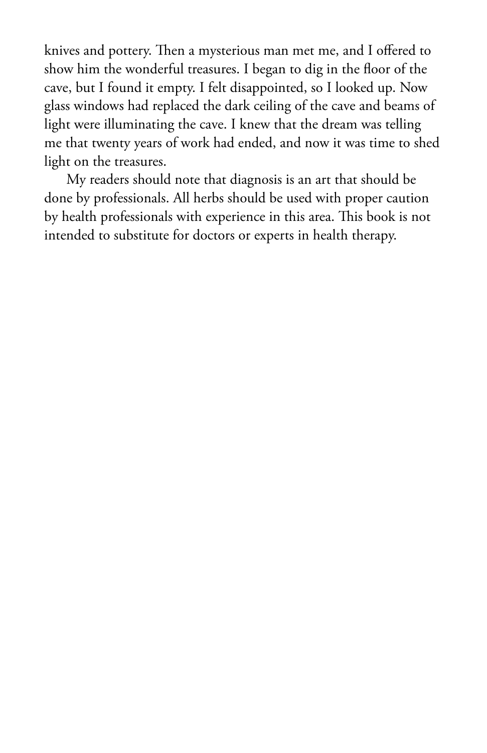knives and pottery. Then a mysterious man met me, and I offered to show him the wonderful treasures. I began to dig in the floor of the cave, but I found it empty. I felt disappointed, so I looked up. Now glass windows had replaced the dark ceiling of the cave and beams of light were illuminating the cave. I knew that the dream was telling me that twenty years of work had ended, and now it was time to shed light on the treasures.

My readers should note that diagnosis is an art that should be done by professionals. All herbs should be used with proper caution by health professionals with experience in this area. This book is not intended to substitute for doctors or experts in health therapy.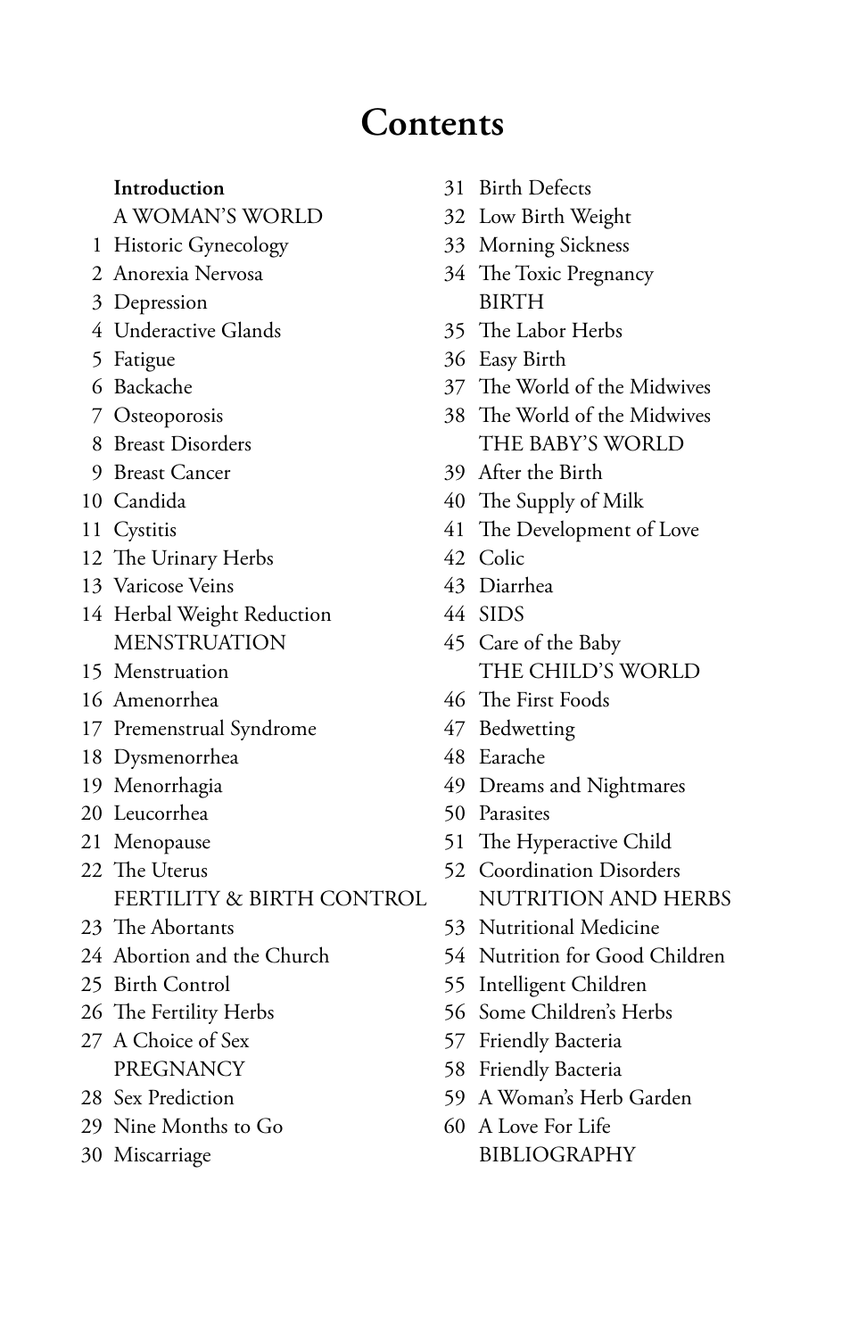# Contents

**Introduction**

A WOMAN'S WORLD

1 Historic Gynecology
2 Anorexia Nervosa
3 Depression
4 Underactive Glands
5 Fatigue
6 Backache
7 Osteoporosis
8 Breast Disorders
9 Breast Cancer
10 Candida
11 Cystitis
12 The Urinary Herbs
13 Varicose Veins
14 Herbal Weight Reduction

MENSTRUATION

15 Menstruation
16 Amenorrhea
17 Premenstrual Syndrome
18 Dysmenorrhea
19 Menorrhagia
20 Leucorrhea
21 Menopause
22 The Uterus

FERTILITY & BIRTH CONTROL

23 The Abortants
24 Abortion and the Church
25 Birth Control
26 The Fertility Herbs
27 A Choice of Sex

PREGNANCY

28 Sex Prediction
29 Nine Months to Go
30 Miscarriage
31 Birth Defects
32 Low Birth Weight
33 Morning Sickness
34 The Toxic Pregnancy

BIRTH

35 The Labor Herbs
36 Easy Birth
37 The World of the Midwives
38 The World of the Midwives

THE BABY'S WORLD

39 After the Birth
40 The Supply of Milk
41 The Development of Love
42 Colic
43 Diarrhea
44 SIDS
45 Care of the Baby

THE CHILD'S WORLD

46 The First Foods
47 Bedwetting
48 Earache
49 Dreams and Nightmares
50 Parasites
51 The Hyperactive Child
52 Coordination Disorders

NUTRITION AND HERBS

53 Nutritional Medicine
54 Nutrition for Good Children
55 Intelligent Children
56 Some Children's Herbs
57 Friendly Bacteria
58 Friendly Bacteria
59 A Woman's Herb Garden
60 A Love For Life

BIBLIOGRAPHY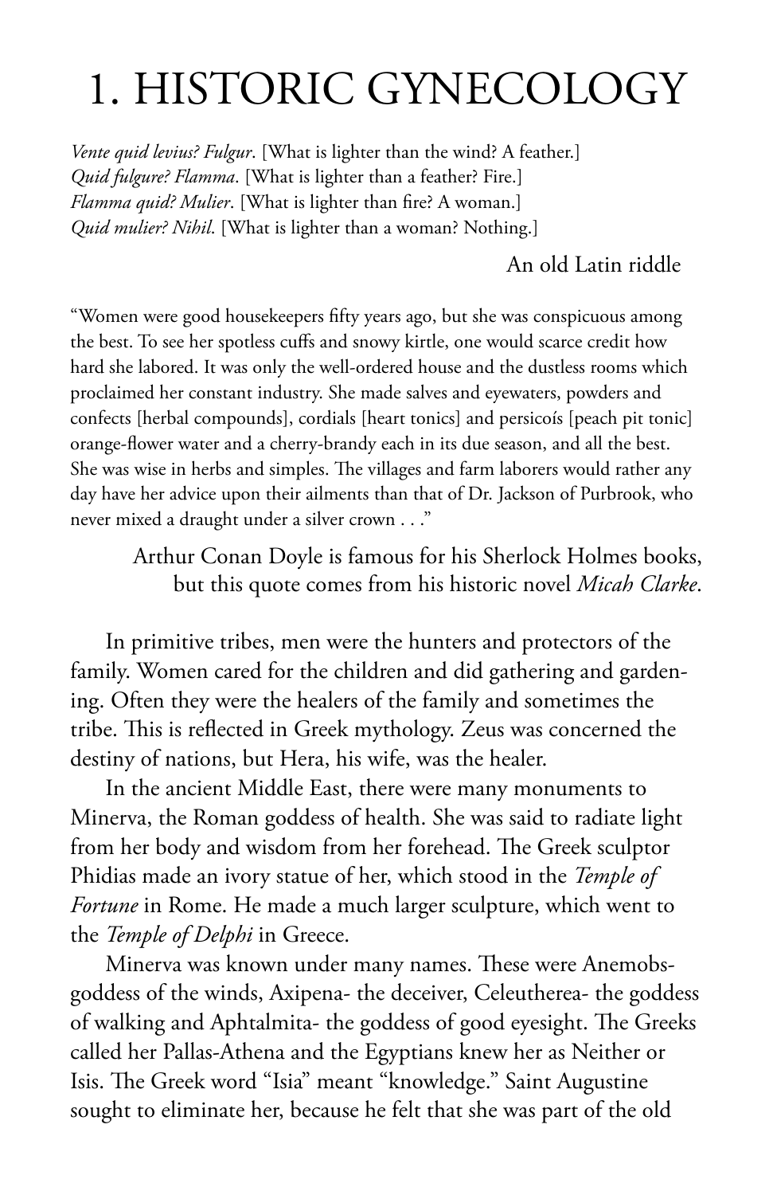# 1. HISTORIC GYNECOLOGY

*Vente quid levius? Fulgur.* [What is lighter than the wind? A feather.]
*Quid fulgure? Flamma.* [What is lighter than a feather? Fire.]
*Flamma quid? Mulier.* [What is lighter than fire? A woman.]
*Quid mulier? Nihil.* [What is lighter than a woman? Nothing.]

An old Latin riddle

"Women were good housekeepers fifty years ago, but she was conspicuous among the best. To see her spotless cuffs and snowy kirtle, one would scarce credit how hard she labored. It was only the well-ordered house and the dustless rooms which proclaimed her constant industry. She made salves and eyewaters, powders and confects [herbal compounds], cordials [heart tonics] and persicoís [peach pit tonic] orange-flower water and a cherry-brandy each in its due season, and all the best. She was wise in herbs and simples. The villages and farm laborers would rather any day have her advice upon their ailments than that of Dr. Jackson of Purbrook, who never mixed a draught under a silver crown . . ."

Arthur Conan Doyle is famous for his Sherlock Holmes books, but this quote comes from his historic novel *Micah Clarke*.

In primitive tribes, men were the hunters and protectors of the family. Women cared for the children and did gathering and gardening. Often they were the healers of the family and sometimes the tribe. This is reflected in Greek mythology. Zeus was concerned the destiny of nations, but Hera, his wife, was the healer.

In the ancient Middle East, there were many monuments to Minerva, the Roman goddess of health. She was said to radiate light from her body and wisdom from her forehead. The Greek sculptor Phidias made an ivory statue of her, which stood in the *Temple of Fortune* in Rome. He made a much larger sculpture, which went to the *Temple of Delphi* in Greece.

Minerva was known under many names. These were Anemobs-goddess of the winds, Axipena- the deceiver, Celeutherea- the goddess of walking and Aphtalmita- the goddess of good eyesight. The Greeks called her Pallas-Athena and the Egyptians knew her as Neither or Isis. The Greek word "Isia" meant "knowledge." Saint Augustine sought to eliminate her, because he felt that she was part of the old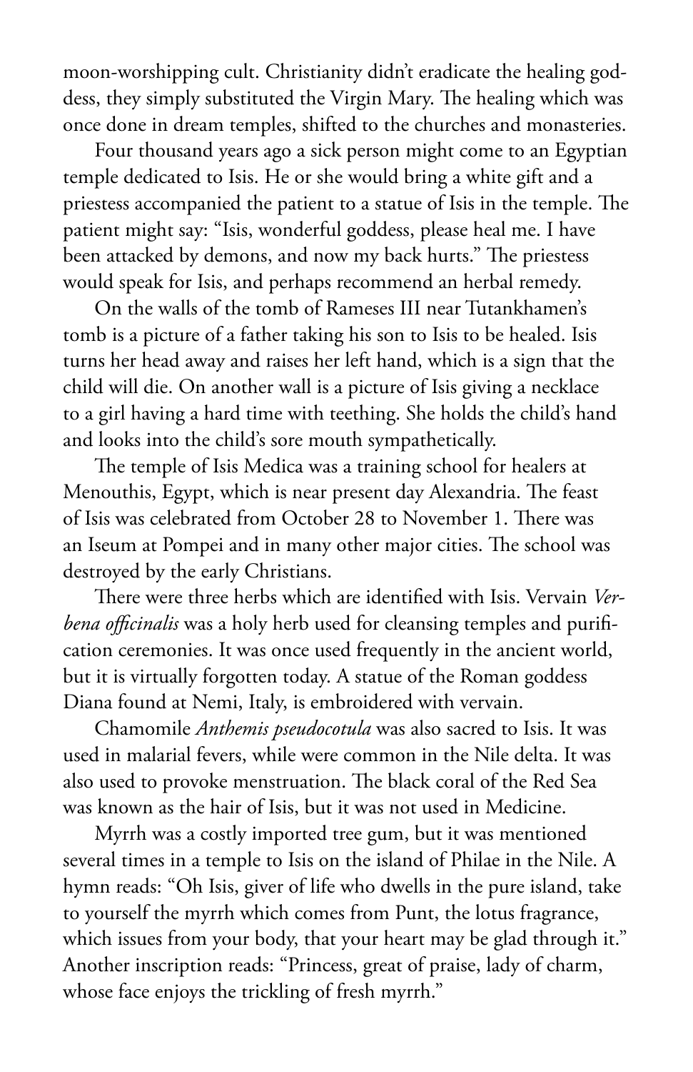moon-worshipping cult. Christianity didn't eradicate the healing goddess, they simply substituted the Virgin Mary. The healing which was once done in dream temples, shifted to the churches and monasteries.

Four thousand years ago a sick person might come to an Egyptian temple dedicated to Isis. He or she would bring a white gift and a priestess accompanied the patient to a statue of Isis in the temple. The patient might say: "Isis, wonderful goddess, please heal me. I have been attacked by demons, and now my back hurts." The priestess would speak for Isis, and perhaps recommend an herbal remedy.

On the walls of the tomb of Rameses III near Tutankhamen's tomb is a picture of a father taking his son to Isis to be healed. Isis turns her head away and raises her left hand, which is a sign that the child will die. On another wall is a picture of Isis giving a necklace to a girl having a hard time with teething. She holds the child's hand and looks into the child's sore mouth sympathetically.

The temple of Isis Medica was a training school for healers at Menouthis, Egypt, which is near present day Alexandria. The feast of Isis was celebrated from October 28 to November 1. There was an Iseum at Pompei and in many other major cities. The school was destroyed by the early Christians.

There were three herbs which are identified with Isis. Vervain *Verbena officinalis* was a holy herb used for cleansing temples and purification ceremonies. It was once used frequently in the ancient world, but it is virtually forgotten today. A statue of the Roman goddess Diana found at Nemi, Italy, is embroidered with vervain.

Chamomile *Anthemis pseudocotula* was also sacred to Isis. It was used in malarial fevers, while were common in the Nile delta. It was also used to provoke menstruation. The black coral of the Red Sea was known as the hair of Isis, but it was not used in Medicine.

Myrrh was a costly imported tree gum, but it was mentioned several times in a temple to Isis on the island of Philae in the Nile. A hymn reads: "Oh Isis, giver of life who dwells in the pure island, take to yourself the myrrh which comes from Punt, the lotus fragrance, which issues from your body, that your heart may be glad through it." Another inscription reads: "Princess, great of praise, lady of charm, whose face enjoys the trickling of fresh myrrh."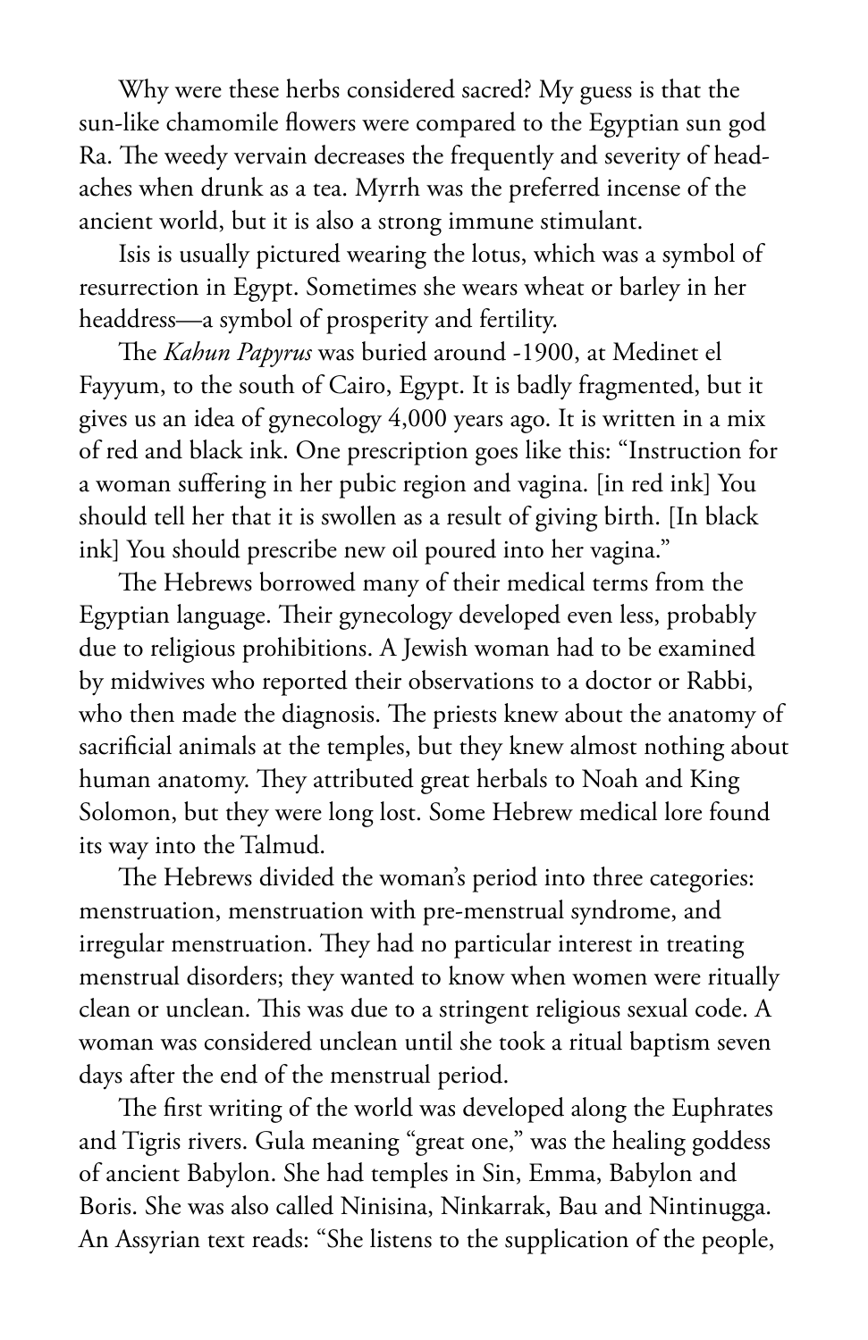Why were these herbs considered sacred? My guess is that the sun-like chamomile flowers were compared to the Egyptian sun god Ra. The weedy vervain decreases the frequently and severity of headaches when drunk as a tea. Myrrh was the preferred incense of the ancient world, but it is also a strong immune stimulant.

Isis is usually pictured wearing the lotus, which was a symbol of resurrection in Egypt. Sometimes she wears wheat or barley in her headdress—a symbol of prosperity and fertility.

The *Kahun Papyrus* was buried around -1900, at Medinet el Fayyum, to the south of Cairo, Egypt. It is badly fragmented, but it gives us an idea of gynecology 4,000 years ago. It is written in a mix of red and black ink. One prescription goes like this: "Instruction for a woman suffering in her pubic region and vagina. [in red ink] You should tell her that it is swollen as a result of giving birth. [In black ink] You should prescribe new oil poured into her vagina."

The Hebrews borrowed many of their medical terms from the Egyptian language. Their gynecology developed even less, probably due to religious prohibitions. A Jewish woman had to be examined by midwives who reported their observations to a doctor or Rabbi, who then made the diagnosis. The priests knew about the anatomy of sacrificial animals at the temples, but they knew almost nothing about human anatomy. They attributed great herbals to Noah and King Solomon, but they were long lost. Some Hebrew medical lore found its way into the Talmud.

The Hebrews divided the woman's period into three categories: menstruation, menstruation with pre-menstrual syndrome, and irregular menstruation. They had no particular interest in treating menstrual disorders; they wanted to know when women were ritually clean or unclean. This was due to a stringent religious sexual code. A woman was considered unclean until she took a ritual baptism seven days after the end of the menstrual period.

The first writing of the world was developed along the Euphrates and Tigris rivers. Gula meaning "great one," was the healing goddess of ancient Babylon. She had temples in Sin, Emma, Babylon and Boris. She was also called Ninisina, Ninkarrak, Bau and Nintinugga. An Assyrian text reads: "She listens to the supplication of the people,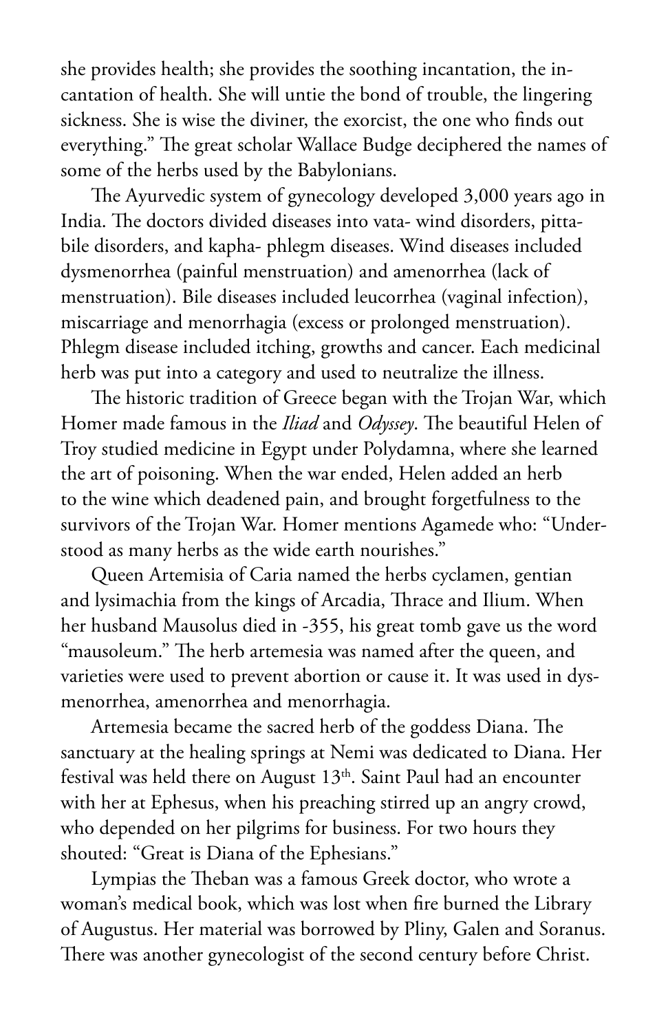she provides health; she provides the soothing incantation, the incantation of health. She will untie the bond of trouble, the lingering sickness. She is wise the diviner, the exorcist, the one who finds out everything." The great scholar Wallace Budge deciphered the names of some of the herbs used by the Babylonians.

The Ayurvedic system of gynecology developed 3,000 years ago in India. The doctors divided diseases into vata- wind disorders, pitta- bile disorders, and kapha- phlegm diseases. Wind diseases included dysmenorrhea (painful menstruation) and amenorrhea (lack of menstruation). Bile diseases included leucorrhea (vaginal infection), miscarriage and menorrhagia (excess or prolonged menstruation). Phlegm disease included itching, growths and cancer. Each medicinal herb was put into a category and used to neutralize the illness.

The historic tradition of Greece began with the Trojan War, which Homer made famous in the *Iliad* and *Odyssey*. The beautiful Helen of Troy studied medicine in Egypt under Polydamna, where she learned the art of poisoning. When the war ended, Helen added an herb to the wine which deadened pain, and brought forgetfulness to the survivors of the Trojan War. Homer mentions Agamede who: "Understood as many herbs as the wide earth nourishes."

Queen Artemisia of Caria named the herbs cyclamen, gentian and lysimachia from the kings of Arcadia, Thrace and Ilium. When her husband Mausolus died in -355, his great tomb gave us the word "mausoleum." The herb artemesia was named after the queen, and varieties were used to prevent abortion or cause it. It was used in dysmenorrhea, amenorrhea and menorrhagia.

Artemesia became the sacred herb of the goddess Diana. The sanctuary at the healing springs at Nemi was dedicated to Diana. Her festival was held there on August 13th. Saint Paul had an encounter with her at Ephesus, when his preaching stirred up an angry crowd, who depended on her pilgrims for business. For two hours they shouted: "Great is Diana of the Ephesians."

Lympias the Theban was a famous Greek doctor, who wrote a woman's medical book, which was lost when fire burned the Library of Augustus. Her material was borrowed by Pliny, Galen and Soranus. There was another gynecologist of the second century before Christ.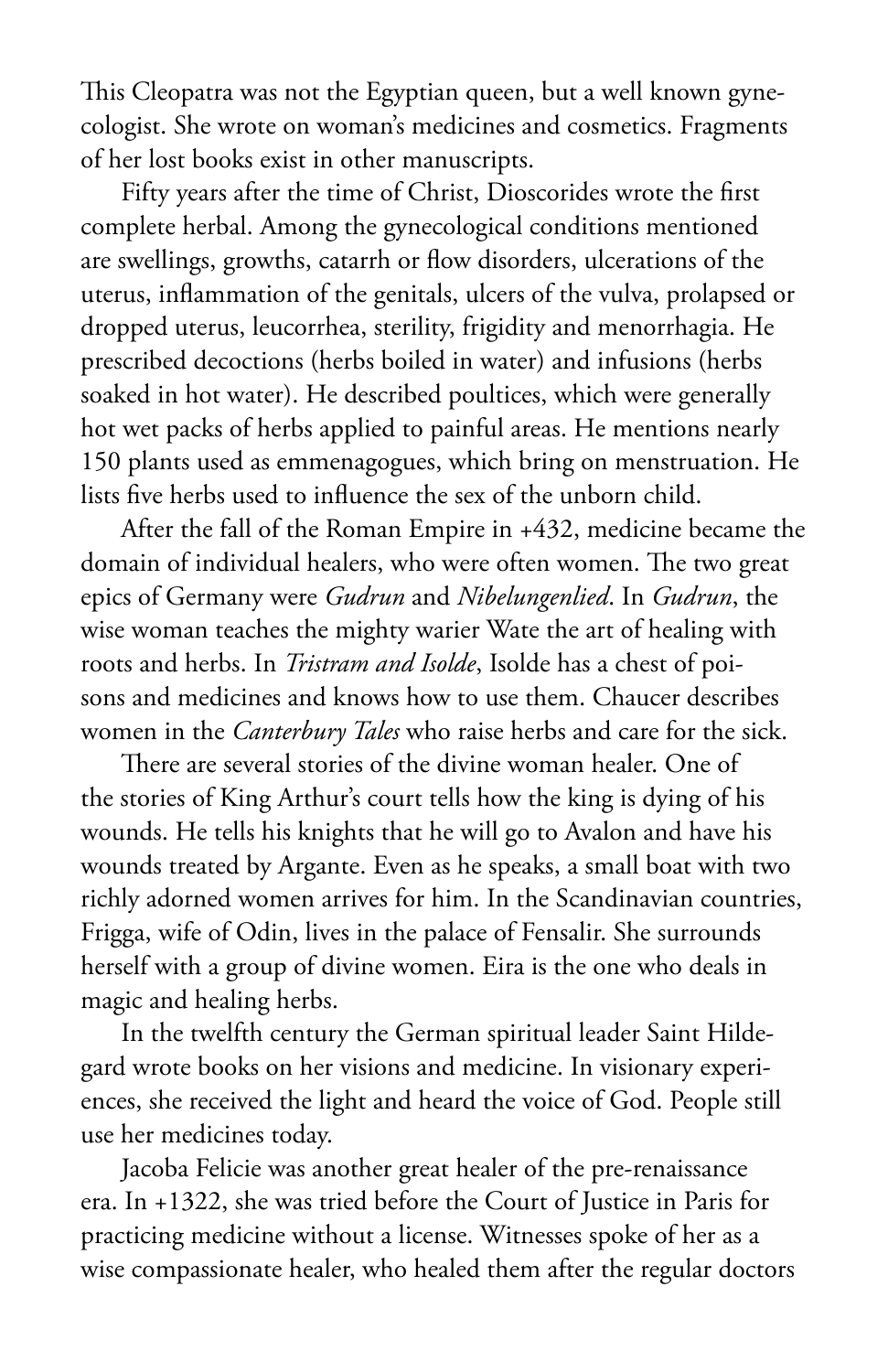This Cleopatra was not the Egyptian queen, but a well known gynecologist. She wrote on woman's medicines and cosmetics. Fragments of her lost books exist in other manuscripts.

Fifty years after the time of Christ, Dioscorides wrote the first complete herbal. Among the gynecological conditions mentioned are swellings, growths, catarrh or flow disorders, ulcerations of the uterus, inflammation of the genitals, ulcers of the vulva, prolapsed or dropped uterus, leucorrhea, sterility, frigidity and menorrhagia. He prescribed decoctions (herbs boiled in water) and infusions (herbs soaked in hot water). He described poultices, which were generally hot wet packs of herbs applied to painful areas. He mentions nearly 150 plants used as emmenagogues, which bring on menstruation. He lists five herbs used to influence the sex of the unborn child.

After the fall of the Roman Empire in +432, medicine became the domain of individual healers, who were often women. The two great epics of Germany were *Gudrun* and *Nibelungenlied*. In *Gudrun*, the wise woman teaches the mighty warier Wate the art of healing with roots and herbs. In *Tristram and Isolde*, Isolde has a chest of poisons and medicines and knows how to use them. Chaucer describes women in the *Canterbury Tales* who raise herbs and care for the sick.

There are several stories of the divine woman healer. One of the stories of King Arthur's court tells how the king is dying of his wounds. He tells his knights that he will go to Avalon and have his wounds treated by Argante. Even as he speaks, a small boat with two richly adorned women arrives for him. In the Scandinavian countries, Frigga, wife of Odin, lives in the palace of Fensalir. She surrounds herself with a group of divine women. Eira is the one who deals in magic and healing herbs.

In the twelfth century the German spiritual leader Saint Hildegard wrote books on her visions and medicine. In visionary experiences, she received the light and heard the voice of God. People still use her medicines today.

Jacoba Felicie was another great healer of the pre-renaissance era. In +1322, she was tried before the Court of Justice in Paris for practicing medicine without a license. Witnesses spoke of her as a wise compassionate healer, who healed them after the regular doctors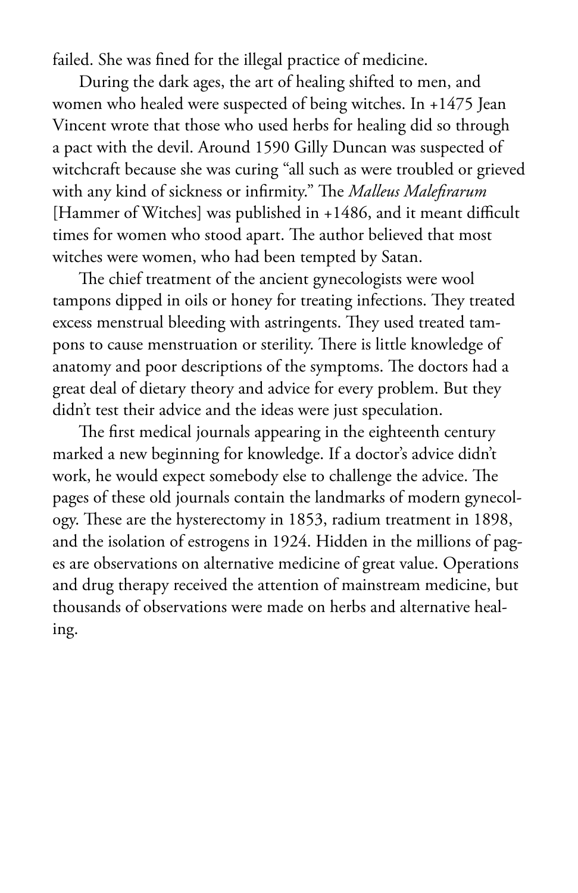failed. She was fined for the illegal practice of medicine.

During the dark ages, the art of healing shifted to men, and women who healed were suspected of being witches. In +1475 Jean Vincent wrote that those who used herbs for healing did so through a pact with the devil. Around 1590 Gilly Duncan was suspected of witchcraft because she was curing "all such as were troubled or grieved with any kind of sickness or infirmity." The *Malleus Malefirarum* [Hammer of Witches] was published in +1486, and it meant difficult times for women who stood apart. The author believed that most witches were women, who had been tempted by Satan.

The chief treatment of the ancient gynecologists were wool tampons dipped in oils or honey for treating infections. They treated excess menstrual bleeding with astringents. They used treated tampons to cause menstruation or sterility. There is little knowledge of anatomy and poor descriptions of the symptoms. The doctors had a great deal of dietary theory and advice for every problem. But they didn't test their advice and the ideas were just speculation.

The first medical journals appearing in the eighteenth century marked a new beginning for knowledge. If a doctor's advice didn't work, he would expect somebody else to challenge the advice. The pages of these old journals contain the landmarks of modern gynecology. These are the hysterectomy in 1853, radium treatment in 1898, and the isolation of estrogens in 1924. Hidden in the millions of pages are observations on alternative medicine of great value. Operations and drug therapy received the attention of mainstream medicine, but thousands of observations were made on herbs and alternative healing.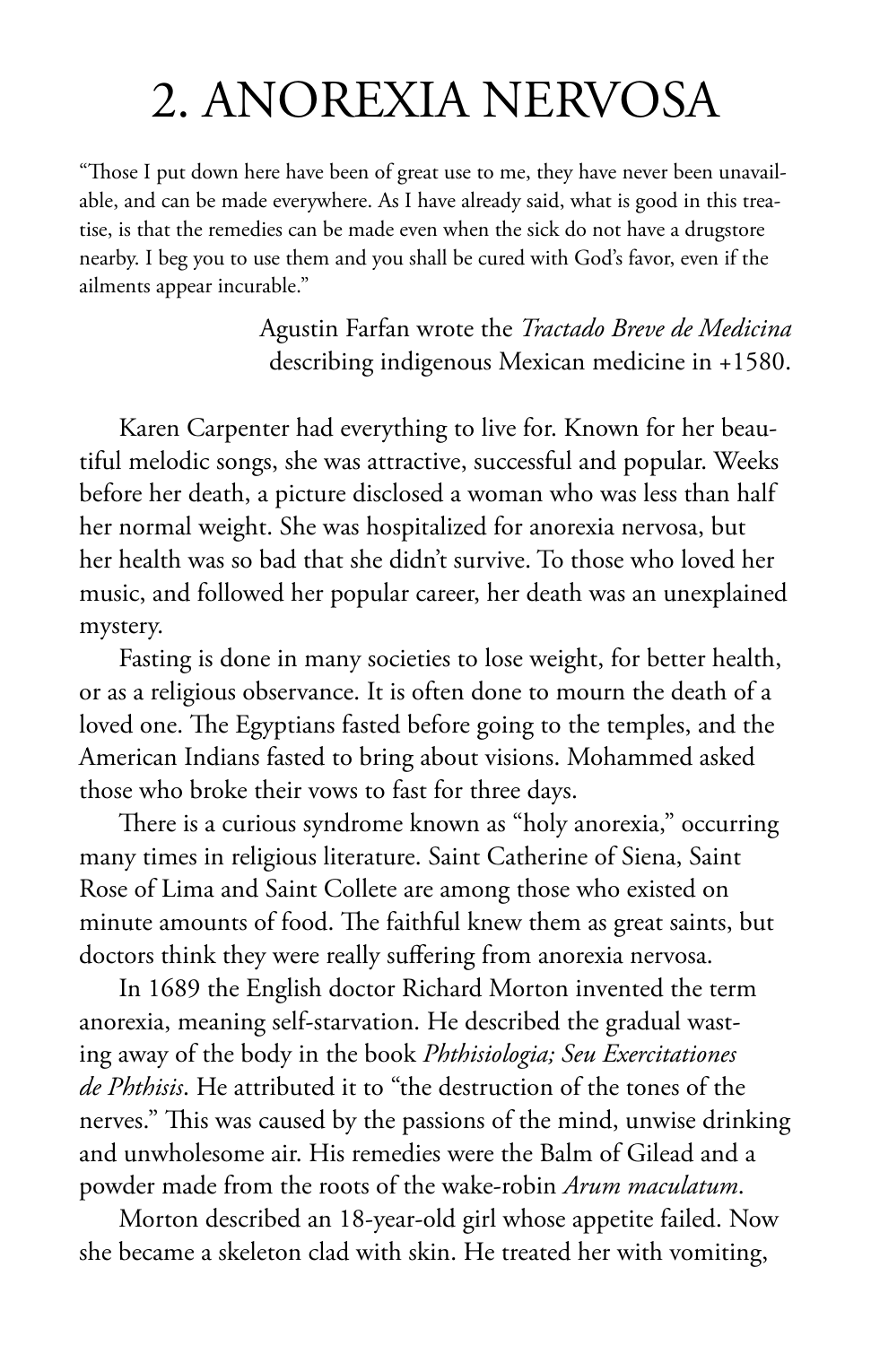# 2. ANOREXIA NERVOSA

"Those I put down here have been of great use to me, they have never been unavailable, and can be made everywhere. As I have already said, what is good in this treatise, is that the remedies can be made even when the sick do not have a drugstore nearby. I beg you to use them and you shall be cured with God's favor, even if the ailments appear incurable."

> Agustin Farfan wrote the *Tractado Breve de Medicina* describing indigenous Mexican medicine in +1580.

Karen Carpenter had everything to live for. Known for her beautiful melodic songs, she was attractive, successful and popular. Weeks before her death, a picture disclosed a woman who was less than half her normal weight. She was hospitalized for anorexia nervosa, but her health was so bad that she didn't survive. To those who loved her music, and followed her popular career, her death was an unexplained mystery.

Fasting is done in many societies to lose weight, for better health, or as a religious observance. It is often done to mourn the death of a loved one. The Egyptians fasted before going to the temples, and the American Indians fasted to bring about visions. Mohammed asked those who broke their vows to fast for three days.

There is a curious syndrome known as "holy anorexia," occurring many times in religious literature. Saint Catherine of Siena, Saint Rose of Lima and Saint Collete are among those who existed on minute amounts of food. The faithful knew them as great saints, but doctors think they were really suffering from anorexia nervosa.

In 1689 the English doctor Richard Morton invented the term anorexia, meaning self-starvation. He described the gradual wasting away of the body in the book *Phthisiologia; Seu Exercitationes de Phthisis*. He attributed it to "the destruction of the tones of the nerves." This was caused by the passions of the mind, unwise drinking and unwholesome air. His remedies were the Balm of Gilead and a powder made from the roots of the wake-robin *Arum maculatum*.

Morton described an 18-year-old girl whose appetite failed. Now she became a skeleton clad with skin. He treated her with vomiting,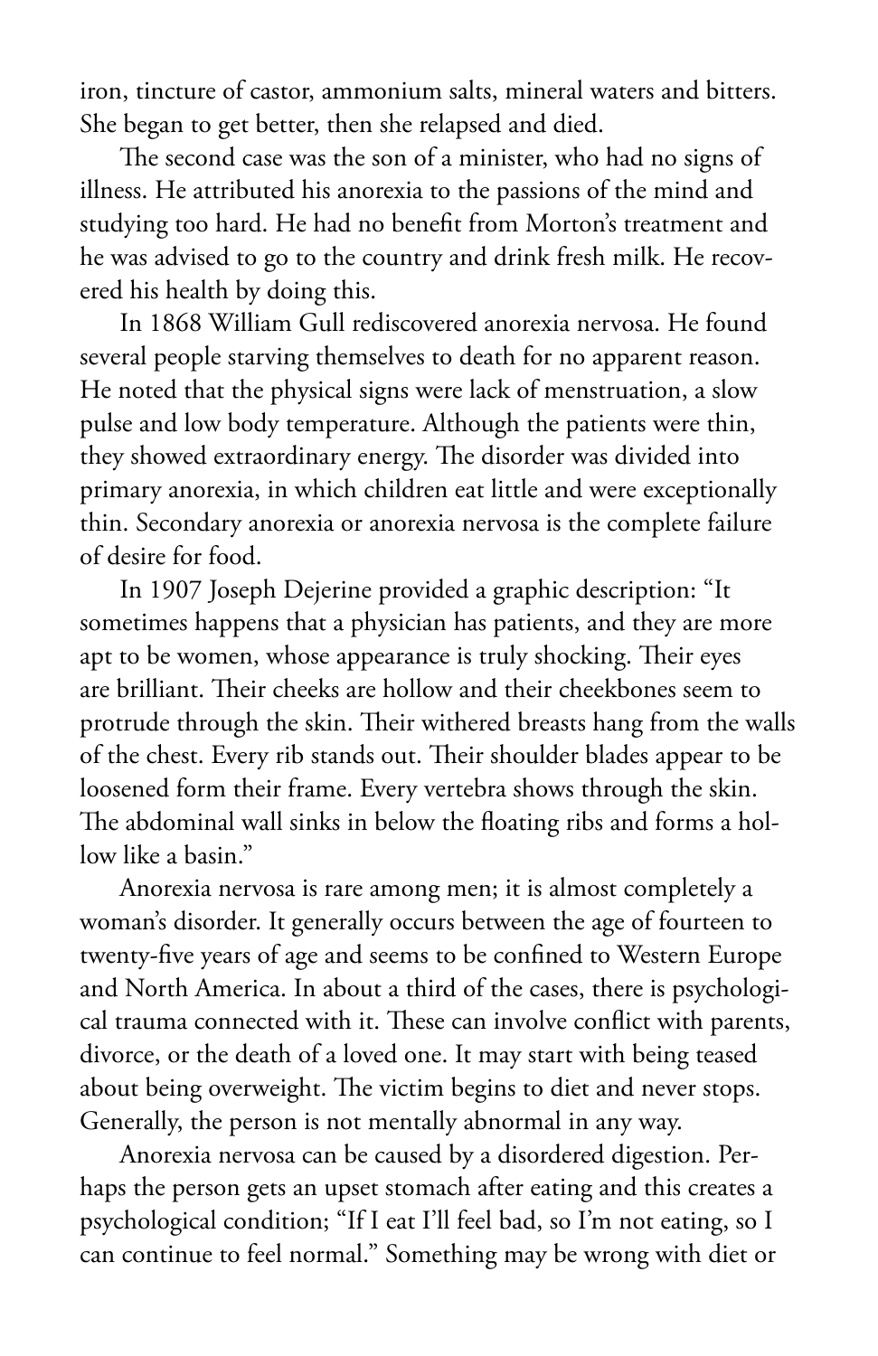iron, tincture of castor, ammonium salts, mineral waters and bitters. She began to get better, then she relapsed and died.

The second case was the son of a minister, who had no signs of illness. He attributed his anorexia to the passions of the mind and studying too hard. He had no benefit from Morton's treatment and he was advised to go to the country and drink fresh milk. He recovered his health by doing this.

In 1868 William Gull rediscovered anorexia nervosa. He found several people starving themselves to death for no apparent reason. He noted that the physical signs were lack of menstruation, a slow pulse and low body temperature. Although the patients were thin, they showed extraordinary energy. The disorder was divided into primary anorexia, in which children eat little and were exceptionally thin. Secondary anorexia or anorexia nervosa is the complete failure of desire for food.

In 1907 Joseph Dejerine provided a graphic description: "It sometimes happens that a physician has patients, and they are more apt to be women, whose appearance is truly shocking. Their eyes are brilliant. Their cheeks are hollow and their cheekbones seem to protrude through the skin. Their withered breasts hang from the walls of the chest. Every rib stands out. Their shoulder blades appear to be loosened form their frame. Every vertebra shows through the skin. The abdominal wall sinks in below the floating ribs and forms a hollow like a basin."

Anorexia nervosa is rare among men; it is almost completely a woman's disorder. It generally occurs between the age of fourteen to twenty-five years of age and seems to be confined to Western Europe and North America. In about a third of the cases, there is psychological trauma connected with it. These can involve conflict with parents, divorce, or the death of a loved one. It may start with being teased about being overweight. The victim begins to diet and never stops. Generally, the person is not mentally abnormal in any way.

Anorexia nervosa can be caused by a disordered digestion. Perhaps the person gets an upset stomach after eating and this creates a psychological condition; "If I eat I'll feel bad, so I'm not eating, so I can continue to feel normal." Something may be wrong with diet or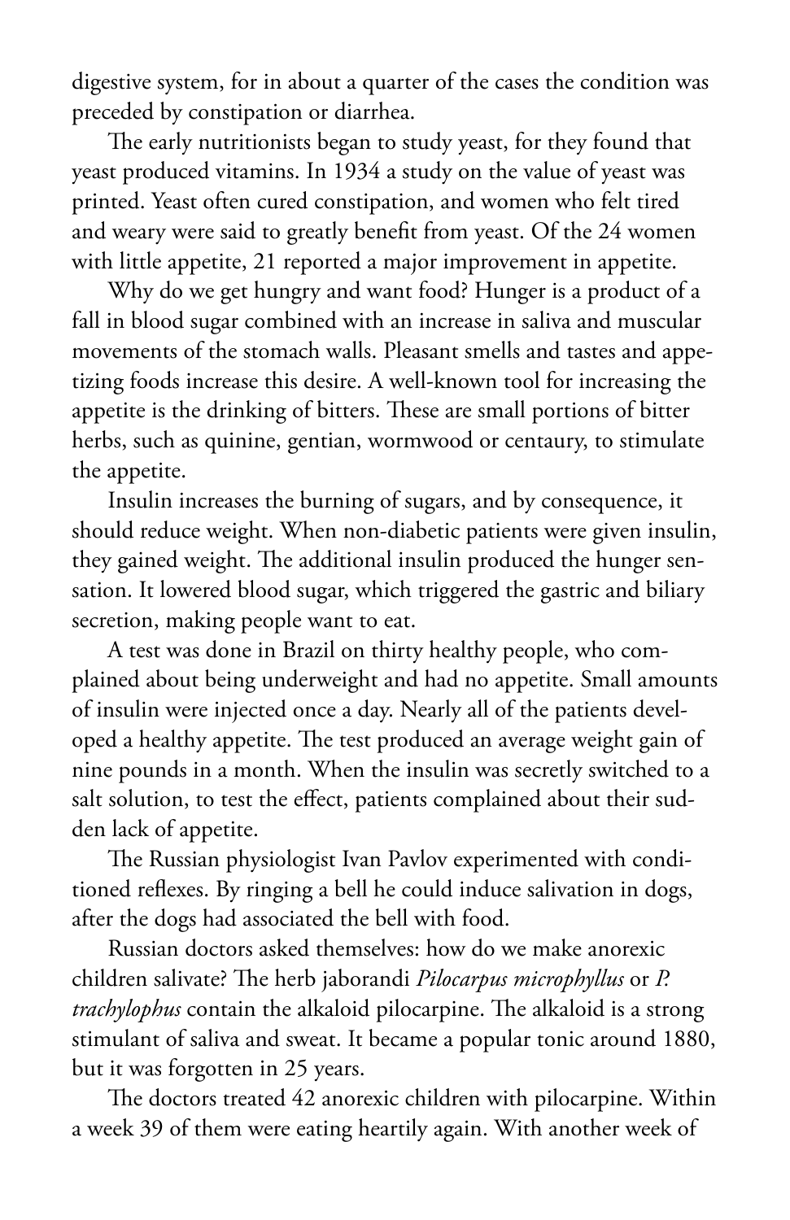digestive system, for in about a quarter of the cases the condition was preceded by constipation or diarrhea.

The early nutritionists began to study yeast, for they found that yeast produced vitamins. In 1934 a study on the value of yeast was printed. Yeast often cured constipation, and women who felt tired and weary were said to greatly benefit from yeast. Of the 24 women with little appetite, 21 reported a major improvement in appetite.

Why do we get hungry and want food? Hunger is a product of a fall in blood sugar combined with an increase in saliva and muscular movements of the stomach walls. Pleasant smells and tastes and appetizing foods increase this desire. A well-known tool for increasing the appetite is the drinking of bitters. These are small portions of bitter herbs, such as quinine, gentian, wormwood or centaury, to stimulate the appetite.

Insulin increases the burning of sugars, and by consequence, it should reduce weight. When non-diabetic patients were given insulin, they gained weight. The additional insulin produced the hunger sensation. It lowered blood sugar, which triggered the gastric and biliary secretion, making people want to eat.

A test was done in Brazil on thirty healthy people, who complained about being underweight and had no appetite. Small amounts of insulin were injected once a day. Nearly all of the patients developed a healthy appetite. The test produced an average weight gain of nine pounds in a month. When the insulin was secretly switched to a salt solution, to test the effect, patients complained about their sudden lack of appetite.

The Russian physiologist Ivan Pavlov experimented with conditioned reflexes. By ringing a bell he could induce salivation in dogs, after the dogs had associated the bell with food.

Russian doctors asked themselves: how do we make anorexic children salivate? The herb jaborandi *Pilocarpus microphyllus* or *P. trachylophus* contain the alkaloid pilocarpine. The alkaloid is a strong stimulant of saliva and sweat. It became a popular tonic around 1880, but it was forgotten in 25 years.

The doctors treated 42 anorexic children with pilocarpine. Within a week 39 of them were eating heartily again. With another week of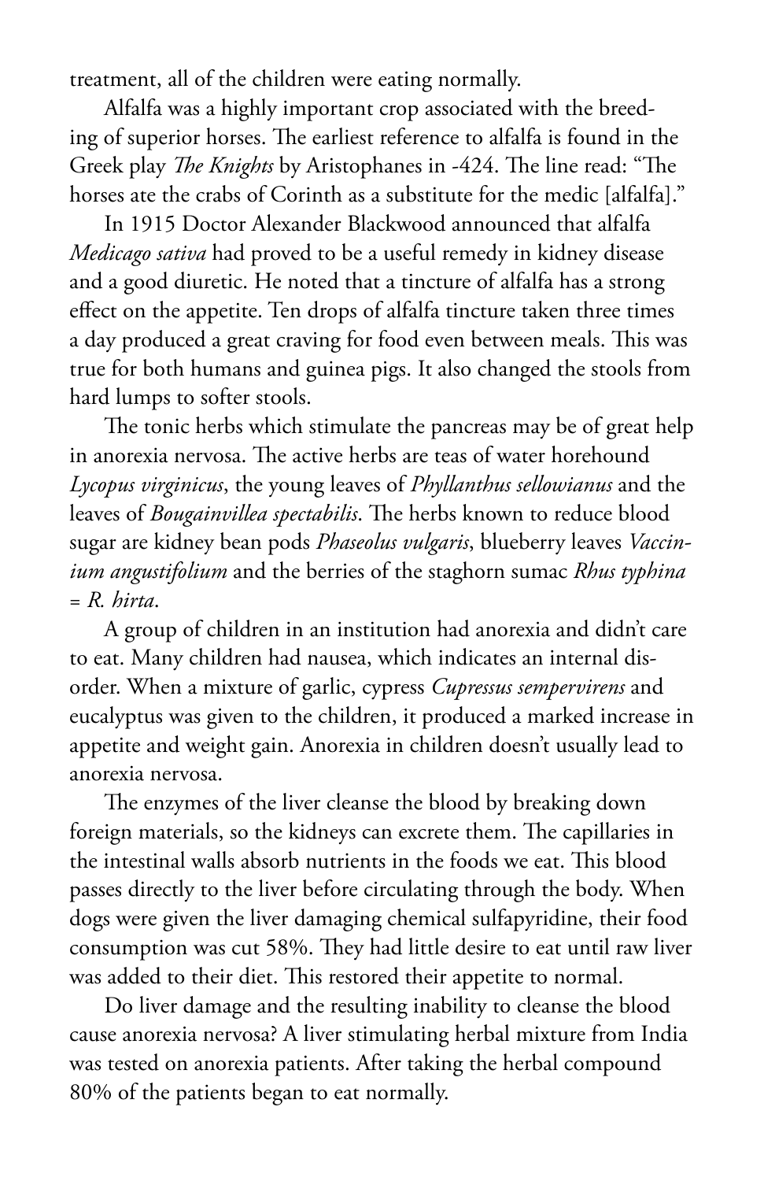treatment, all of the children were eating normally.

Alfalfa was a highly important crop associated with the breeding of superior horses. The earliest reference to alfalfa is found in the Greek play *The Knights* by Aristophanes in -424. The line read: "The horses ate the crabs of Corinth as a substitute for the medic [alfalfa]."

In 1915 Doctor Alexander Blackwood announced that alfalfa *Medicago sativa* had proved to be a useful remedy in kidney disease and a good diuretic. He noted that a tincture of alfalfa has a strong effect on the appetite. Ten drops of alfalfa tincture taken three times a day produced a great craving for food even between meals. This was true for both humans and guinea pigs. It also changed the stools from hard lumps to softer stools.

The tonic herbs which stimulate the pancreas may be of great help in anorexia nervosa. The active herbs are teas of water horehound *Lycopus virginicus*, the young leaves of *Phyllanthus sellowianus* and the leaves of *Bougainvillea spectabilis*. The herbs known to reduce blood sugar are kidney bean pods *Phaseolus vulgaris*, blueberry leaves *Vaccinium angustifolium* and the berries of the staghorn sumac *Rhus typhina = R. hirta*.

A group of children in an institution had anorexia and didn't care to eat. Many children had nausea, which indicates an internal disorder. When a mixture of garlic, cypress *Cupressus sempervirens* and eucalyptus was given to the children, it produced a marked increase in appetite and weight gain. Anorexia in children doesn't usually lead to anorexia nervosa.

The enzymes of the liver cleanse the blood by breaking down foreign materials, so the kidneys can excrete them. The capillaries in the intestinal walls absorb nutrients in the foods we eat. This blood passes directly to the liver before circulating through the body. When dogs were given the liver damaging chemical sulfapyridine, their food consumption was cut 58%. They had little desire to eat until raw liver was added to their diet. This restored their appetite to normal.

Do liver damage and the resulting inability to cleanse the blood cause anorexia nervosa? A liver stimulating herbal mixture from India was tested on anorexia patients. After taking the herbal compound 80% of the patients began to eat normally.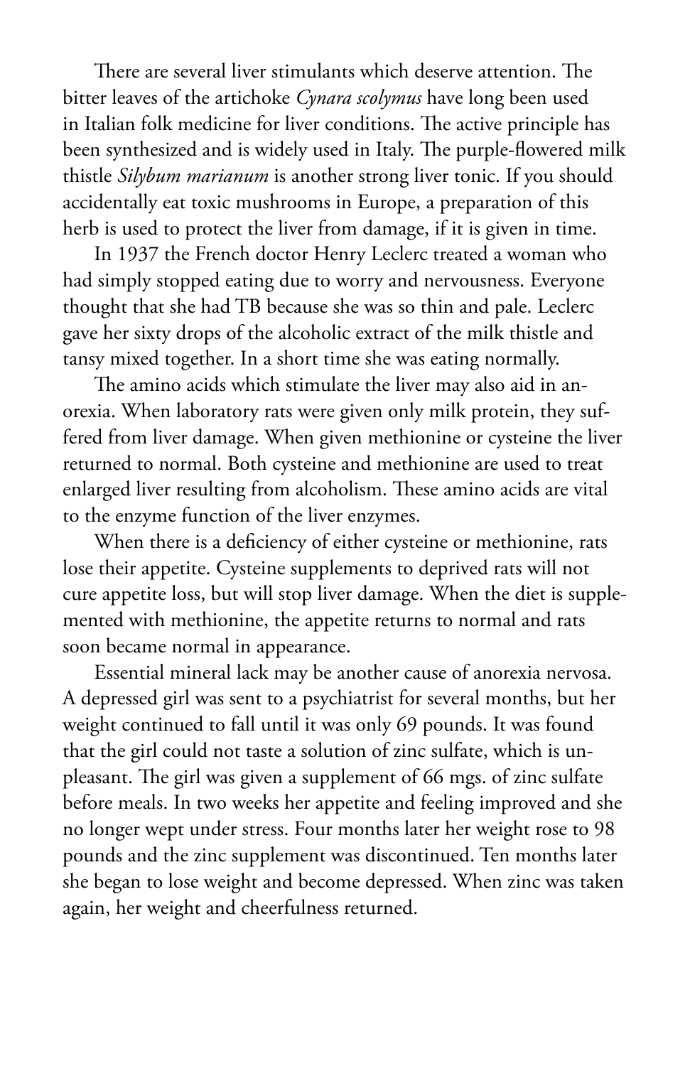There are several liver stimulants which deserve attention. The bitter leaves of the artichoke *Cynara scolymus* have long been used in Italian folk medicine for liver conditions. The active principle has been synthesized and is widely used in Italy. The purple-flowered milk thistle *Silybum marianum* is another strong liver tonic. If you should accidentally eat toxic mushrooms in Europe, a preparation of this herb is used to protect the liver from damage, if it is given in time.

In 1937 the French doctor Henry Leclerc treated a woman who had simply stopped eating due to worry and nervousness. Everyone thought that she had TB because she was so thin and pale. Leclerc gave her sixty drops of the alcoholic extract of the milk thistle and tansy mixed together. In a short time she was eating normally.

The amino acids which stimulate the liver may also aid in anorexia. When laboratory rats were given only milk protein, they suffered from liver damage. When given methionine or cysteine the liver returned to normal. Both cysteine and methionine are used to treat enlarged liver resulting from alcoholism. These amino acids are vital to the enzyme function of the liver enzymes.

When there is a deficiency of either cysteine or methionine, rats lose their appetite. Cysteine supplements to deprived rats will not cure appetite loss, but will stop liver damage. When the diet is supplemented with methionine, the appetite returns to normal and rats soon became normal in appearance.

Essential mineral lack may be another cause of anorexia nervosa. A depressed girl was sent to a psychiatrist for several months, but her weight continued to fall until it was only 69 pounds. It was found that the girl could not taste a solution of zinc sulfate, which is unpleasant. The girl was given a supplement of 66 mgs. of zinc sulfate before meals. In two weeks her appetite and feeling improved and she no longer wept under stress. Four months later her weight rose to 98 pounds and the zinc supplement was discontinued. Ten months later she began to lose weight and become depressed. When zinc was taken again, her weight and cheerfulness returned.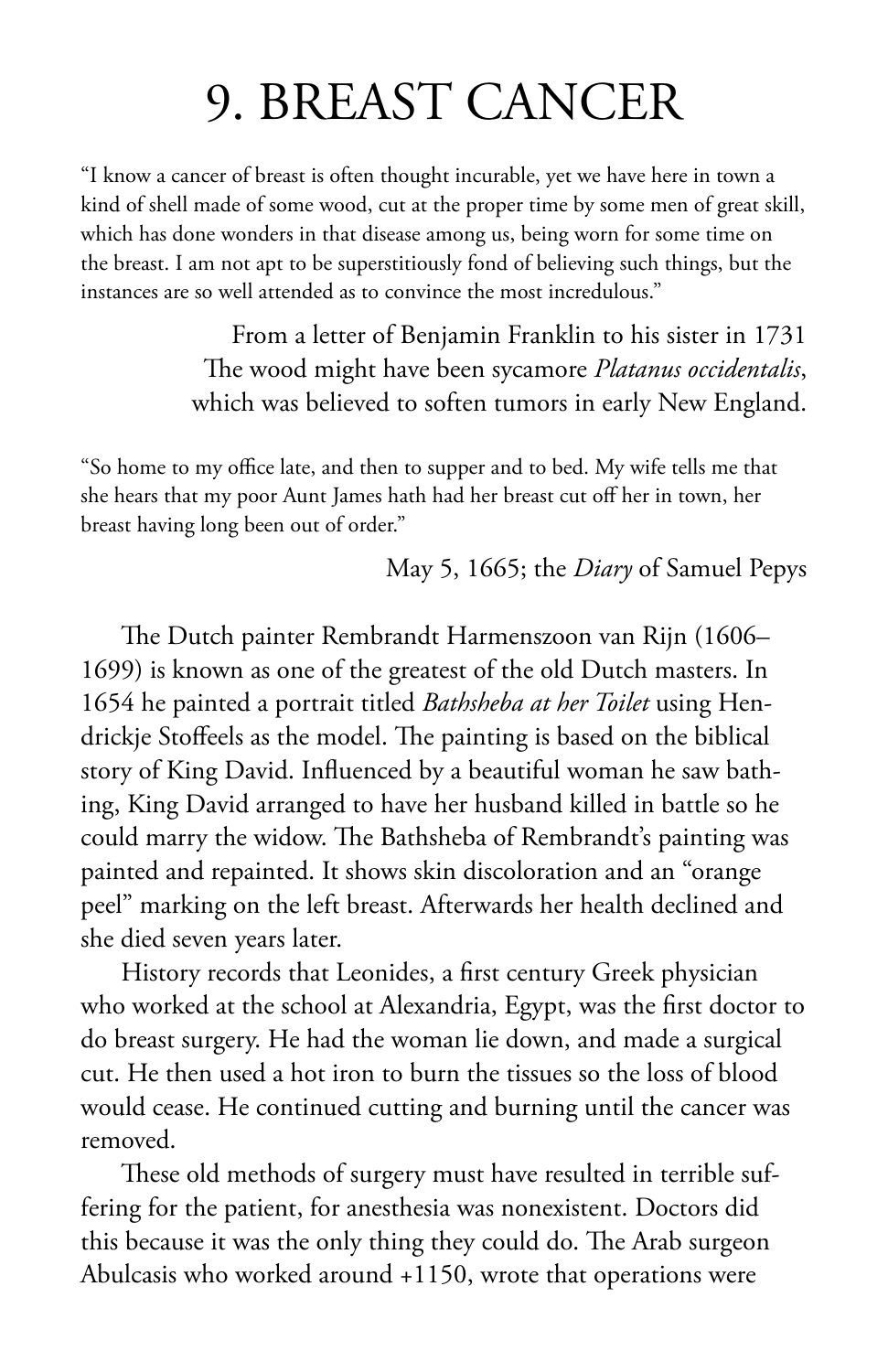# 9. BREAST CANCER

"I know a cancer of breast is often thought incurable, yet we have here in town a kind of shell made of some wood, cut at the proper time by some men of great skill, which has done wonders in that disease among us, being worn for some time on the breast. I am not apt to be superstitiously fond of believing such things, but the instances are so well attended as to convince the most incredulous."

From a letter of Benjamin Franklin to his sister in 1731
The wood might have been sycamore *Platanus occidentalis*, which was believed to soften tumors in early New England.

"So home to my office late, and then to supper and to bed. My wife tells me that she hears that my poor Aunt James hath had her breast cut off her in town, her breast having long been out of order."

May 5, 1665; the *Diary* of Samuel Pepys

The Dutch painter Rembrandt Harmenszoon van Rijn (1606–1699) is known as one of the greatest of the old Dutch masters. In 1654 he painted a portrait titled *Bathsheba at her Toilet* using Hendrickje Stoffeels as the model. The painting is based on the biblical story of King David. Influenced by a beautiful woman he saw bathing, King David arranged to have her husband killed in battle so he could marry the widow. The Bathsheba of Rembrandt's painting was painted and repainted. It shows skin discoloration and an "orange peel" marking on the left breast. Afterwards her health declined and she died seven years later.

History records that Leonides, a first century Greek physician who worked at the school at Alexandria, Egypt, was the first doctor to do breast surgery. He had the woman lie down, and made a surgical cut. He then used a hot iron to burn the tissues so the loss of blood would cease. He continued cutting and burning until the cancer was removed.

These old methods of surgery must have resulted in terrible suffering for the patient, for anesthesia was nonexistent. Doctors did this because it was the only thing they could do. The Arab surgeon Abulcasis who worked around +1150, wrote that operations were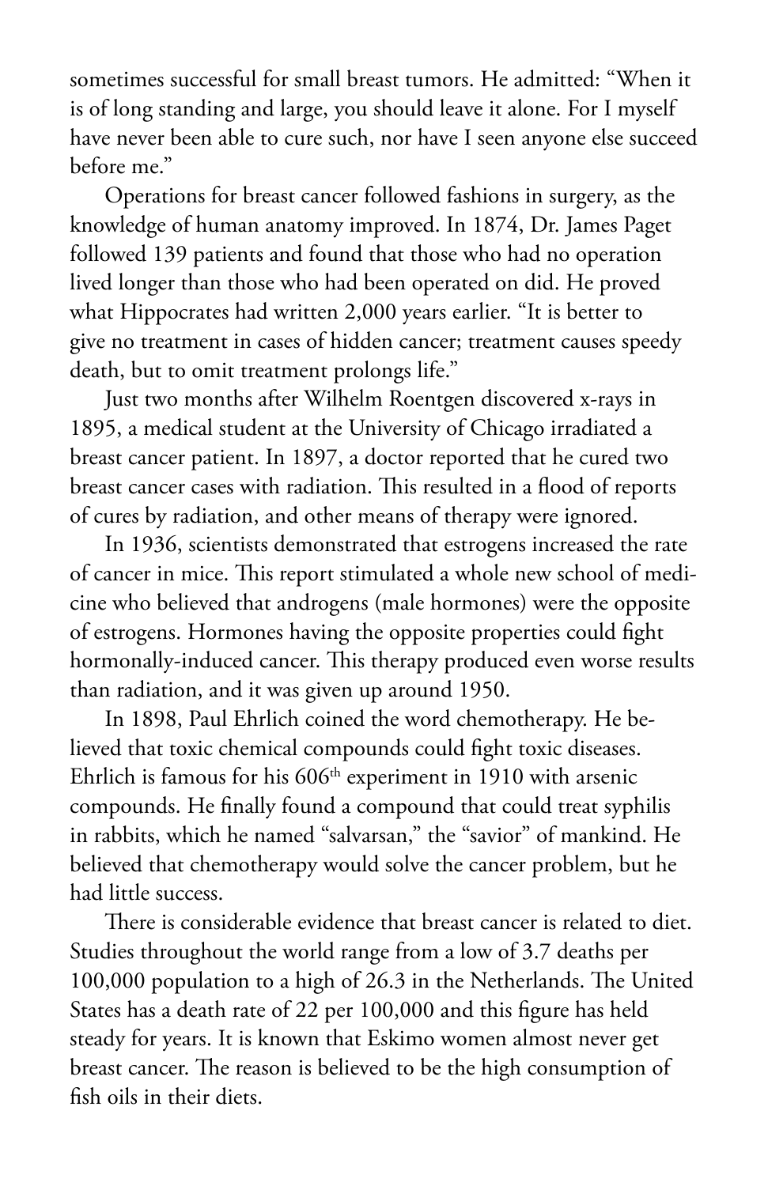sometimes successful for small breast tumors. He admitted: "When it is of long standing and large, you should leave it alone. For I myself have never been able to cure such, nor have I seen anyone else succeed before me."

Operations for breast cancer followed fashions in surgery, as the knowledge of human anatomy improved. In 1874, Dr. James Paget followed 139 patients and found that those who had no operation lived longer than those who had been operated on did. He proved what Hippocrates had written 2,000 years earlier. "It is better to give no treatment in cases of hidden cancer; treatment causes speedy death, but to omit treatment prolongs life."

Just two months after Wilhelm Roentgen discovered x-rays in 1895, a medical student at the University of Chicago irradiated a breast cancer patient. In 1897, a doctor reported that he cured two breast cancer cases with radiation. This resulted in a flood of reports of cures by radiation, and other means of therapy were ignored.

In 1936, scientists demonstrated that estrogens increased the rate of cancer in mice. This report stimulated a whole new school of medicine who believed that androgens (male hormones) were the opposite of estrogens. Hormones having the opposite properties could fight hormonally-induced cancer. This therapy produced even worse results than radiation, and it was given up around 1950.

In 1898, Paul Ehrlich coined the word chemotherapy. He believed that toxic chemical compounds could fight toxic diseases. Ehrlich is famous for his 606th experiment in 1910 with arsenic compounds. He finally found a compound that could treat syphilis in rabbits, which he named "salvarsan," the "savior" of mankind. He believed that chemotherapy would solve the cancer problem, but he had little success.

There is considerable evidence that breast cancer is related to diet. Studies throughout the world range from a low of 3.7 deaths per 100,000 population to a high of 26.3 in the Netherlands. The United States has a death rate of 22 per 100,000 and this figure has held steady for years. It is known that Eskimo women almost never get breast cancer. The reason is believed to be the high consumption of fish oils in their diets.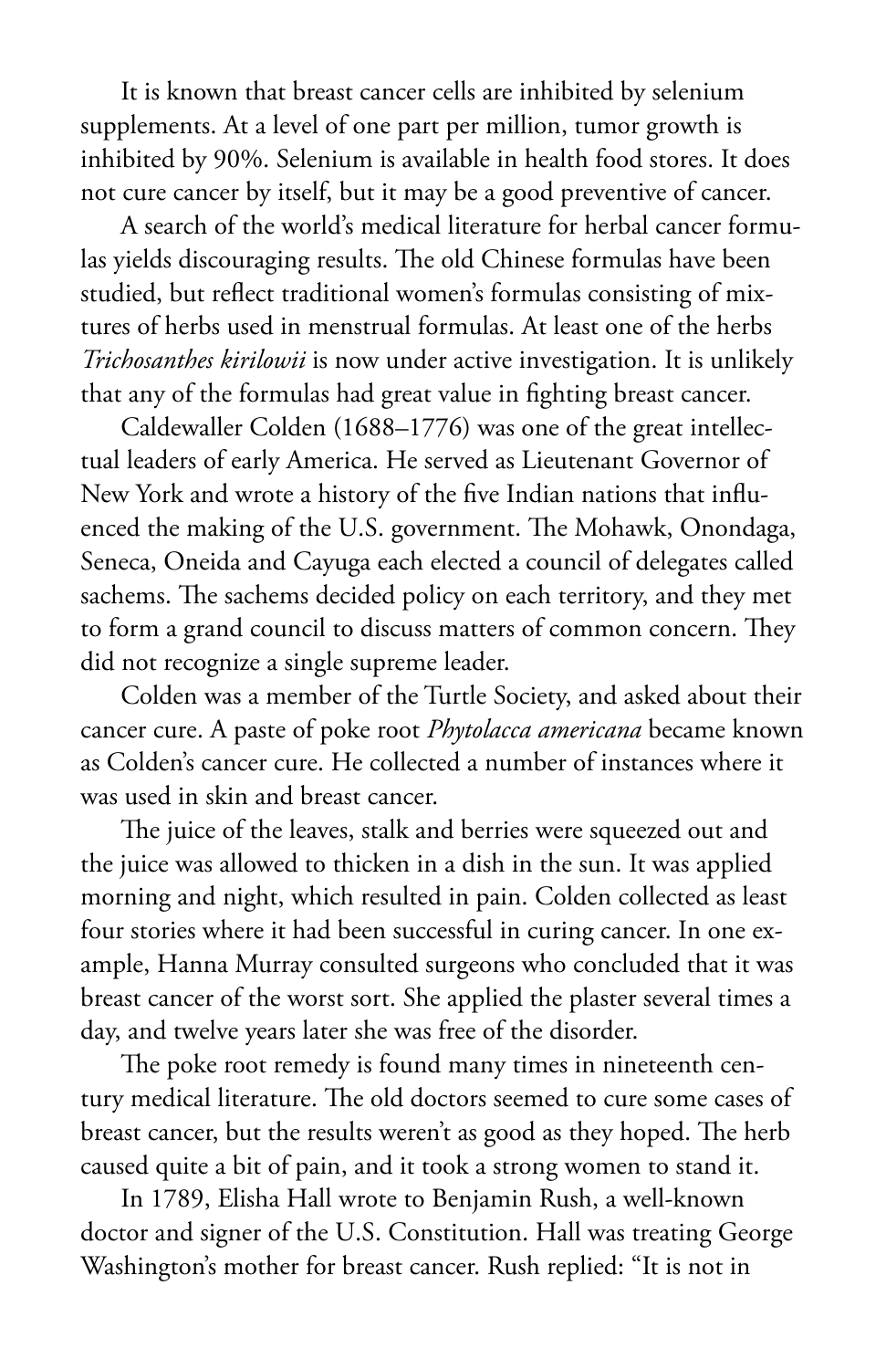It is known that breast cancer cells are inhibited by selenium supplements. At a level of one part per million, tumor growth is inhibited by 90%. Selenium is available in health food stores. It does not cure cancer by itself, but it may be a good preventive of cancer.

A search of the world's medical literature for herbal cancer formulas yields discouraging results. The old Chinese formulas have been studied, but reflect traditional women's formulas consisting of mixtures of herbs used in menstrual formulas. At least one of the herbs *Trichosanthes kirilowii* is now under active investigation. It is unlikely that any of the formulas had great value in fighting breast cancer.

Caldewaller Colden (1688–1776) was one of the great intellectual leaders of early America. He served as Lieutenant Governor of New York and wrote a history of the five Indian nations that influenced the making of the U.S. government. The Mohawk, Onondaga, Seneca, Oneida and Cayuga each elected a council of delegates called sachems. The sachems decided policy on each territory, and they met to form a grand council to discuss matters of common concern. They did not recognize a single supreme leader.

Colden was a member of the Turtle Society, and asked about their cancer cure. A paste of poke root *Phytolacca americana* became known as Colden's cancer cure. He collected a number of instances where it was used in skin and breast cancer.

The juice of the leaves, stalk and berries were squeezed out and the juice was allowed to thicken in a dish in the sun. It was applied morning and night, which resulted in pain. Colden collected as least four stories where it had been successful in curing cancer. In one example, Hanna Murray consulted surgeons who concluded that it was breast cancer of the worst sort. She applied the plaster several times a day, and twelve years later she was free of the disorder.

The poke root remedy is found many times in nineteenth century medical literature. The old doctors seemed to cure some cases of breast cancer, but the results weren't as good as they hoped. The herb caused quite a bit of pain, and it took a strong women to stand it.

In 1789, Elisha Hall wrote to Benjamin Rush, a well-known doctor and signer of the U.S. Constitution. Hall was treating George Washington's mother for breast cancer. Rush replied: "It is not in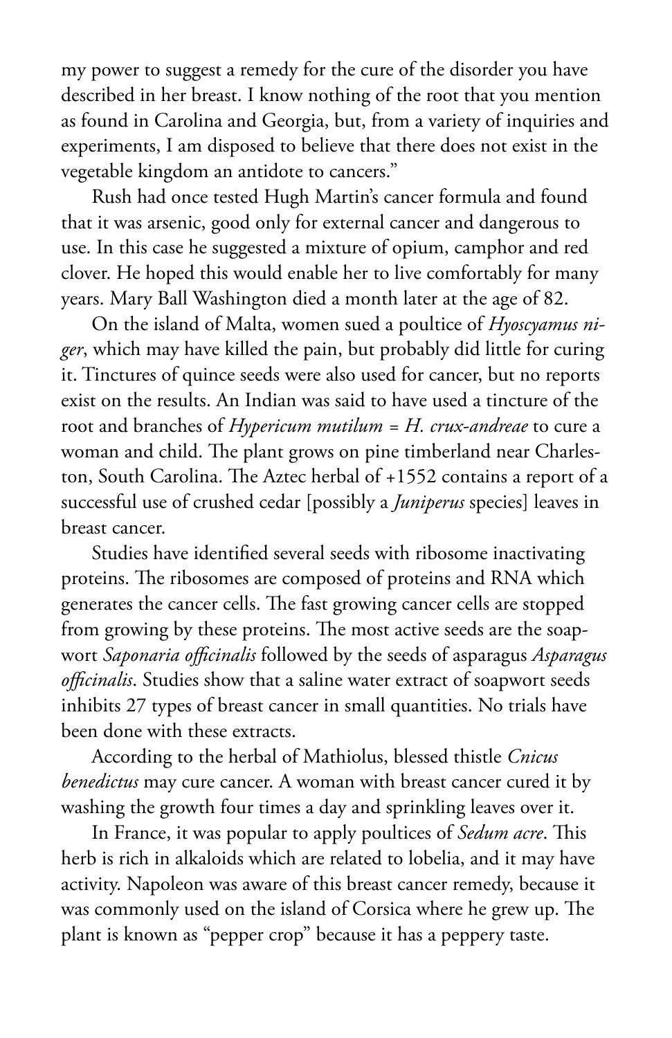my power to suggest a remedy for the cure of the disorder you have described in her breast. I know nothing of the root that you mention as found in Carolina and Georgia, but, from a variety of inquiries and experiments, I am disposed to believe that there does not exist in the vegetable kingdom an antidote to cancers."

Rush had once tested Hugh Martin's cancer formula and found that it was arsenic, good only for external cancer and dangerous to use. In this case he suggested a mixture of opium, camphor and red clover. He hoped this would enable her to live comfortably for many years. Mary Ball Washington died a month later at the age of 82.

On the island of Malta, women sued a poultice of *Hyoscyamus niger*, which may have killed the pain, but probably did little for curing it. Tinctures of quince seeds were also used for cancer, but no reports exist on the results. An Indian was said to have used a tincture of the root and branches of *Hypericum mutilum = H. crux-andreae* to cure a woman and child. The plant grows on pine timberland near Charleston, South Carolina. The Aztec herbal of +1552 contains a report of a successful use of crushed cedar [possibly a *Juniperus* species] leaves in breast cancer.

Studies have identified several seeds with ribosome inactivating proteins. The ribosomes are composed of proteins and RNA which generates the cancer cells. The fast growing cancer cells are stopped from growing by these proteins. The most active seeds are the soapwort *Saponaria officinalis* followed by the seeds of asparagus *Asparagus officinalis*. Studies show that a saline water extract of soapwort seeds inhibits 27 types of breast cancer in small quantities. No trials have been done with these extracts.

According to the herbal of Mathiolus, blessed thistle *Cnicus benedictus* may cure cancer. A woman with breast cancer cured it by washing the growth four times a day and sprinkling leaves over it.

In France, it was popular to apply poultices of *Sedum acre*. This herb is rich in alkaloids which are related to lobelia, and it may have activity. Napoleon was aware of this breast cancer remedy, because it was commonly used on the island of Corsica where he grew up. The plant is known as "pepper crop" because it has a peppery taste.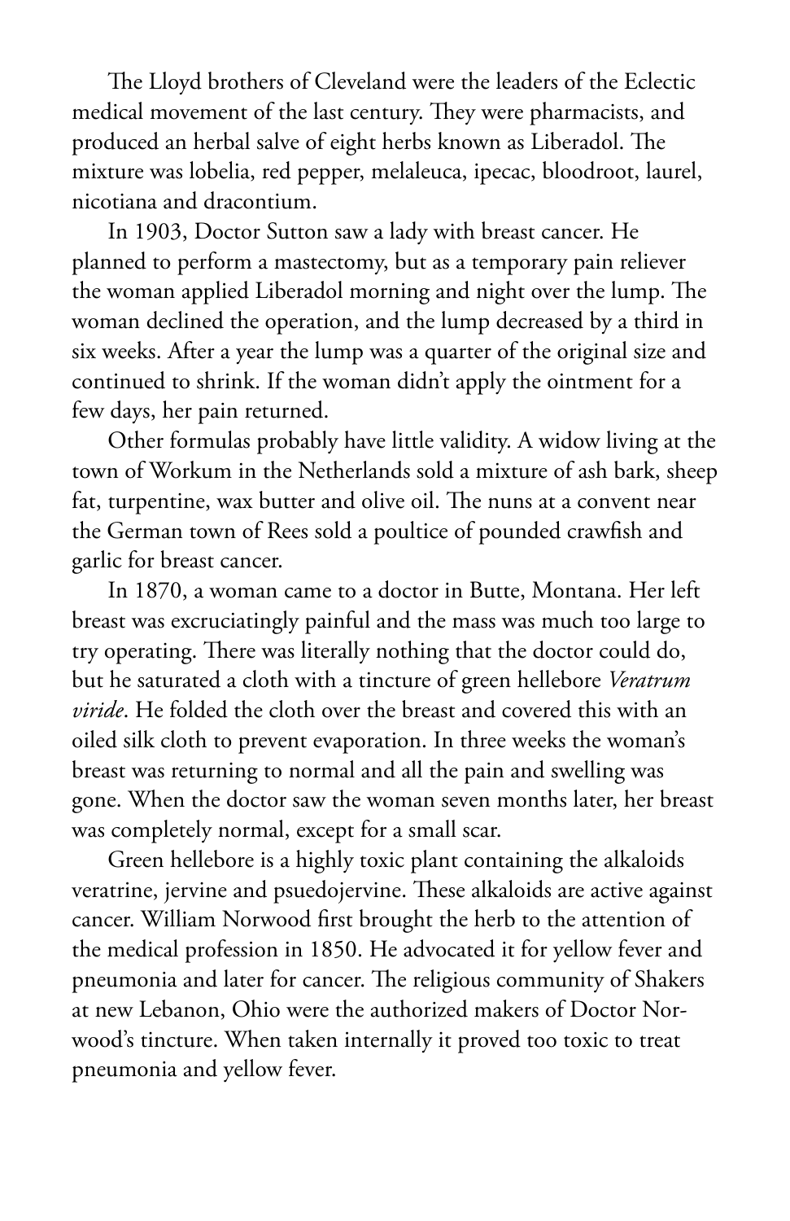The Lloyd brothers of Cleveland were the leaders of the Eclectic medical movement of the last century. They were pharmacists, and produced an herbal salve of eight herbs known as Liberadol. The mixture was lobelia, red pepper, melaleuca, ipecac, bloodroot, laurel, nicotiana and dracontium.

In 1903, Doctor Sutton saw a lady with breast cancer. He planned to perform a mastectomy, but as a temporary pain reliever the woman applied Liberadol morning and night over the lump. The woman declined the operation, and the lump decreased by a third in six weeks. After a year the lump was a quarter of the original size and continued to shrink. If the woman didn't apply the ointment for a few days, her pain returned.

Other formulas probably have little validity. A widow living at the town of Workum in the Netherlands sold a mixture of ash bark, sheep fat, turpentine, wax butter and olive oil. The nuns at a convent near the German town of Rees sold a poultice of pounded crawfish and garlic for breast cancer.

In 1870, a woman came to a doctor in Butte, Montana. Her left breast was excruciatingly painful and the mass was much too large to try operating. There was literally nothing that the doctor could do, but he saturated a cloth with a tincture of green hellebore *Veratrum viride*. He folded the cloth over the breast and covered this with an oiled silk cloth to prevent evaporation. In three weeks the woman's breast was returning to normal and all the pain and swelling was gone. When the doctor saw the woman seven months later, her breast was completely normal, except for a small scar.

Green hellebore is a highly toxic plant containing the alkaloids veratrine, jervine and psuedojervine. These alkaloids are active against cancer. William Norwood first brought the herb to the attention of the medical profession in 1850. He advocated it for yellow fever and pneumonia and later for cancer. The religious community of Shakers at new Lebanon, Ohio were the authorized makers of Doctor Norwood's tincture. When taken internally it proved too toxic to treat pneumonia and yellow fever.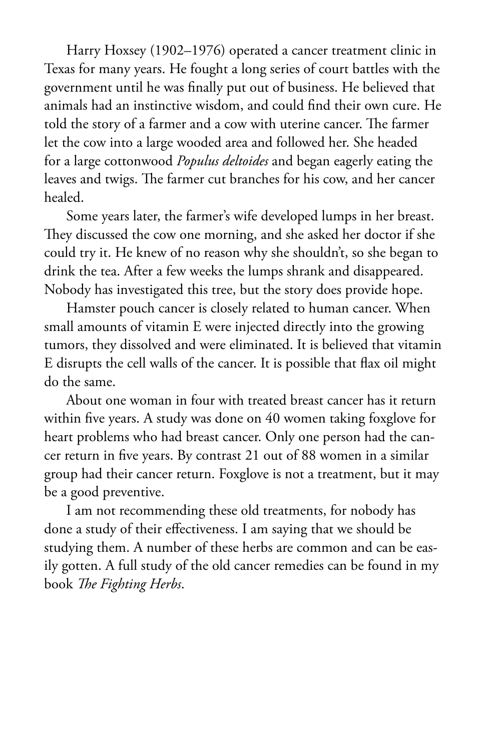Harry Hoxsey (1902–1976) operated a cancer treatment clinic in Texas for many years. He fought a long series of court battles with the government until he was finally put out of business. He believed that animals had an instinctive wisdom, and could find their own cure. He told the story of a farmer and a cow with uterine cancer. The farmer let the cow into a large wooded area and followed her. She headed for a large cottonwood *Populus deltoides* and began eagerly eating the leaves and twigs. The farmer cut branches for his cow, and her cancer healed.

Some years later, the farmer's wife developed lumps in her breast. They discussed the cow one morning, and she asked her doctor if she could try it. He knew of no reason why she shouldn't, so she began to drink the tea. After a few weeks the lumps shrank and disappeared. Nobody has investigated this tree, but the story does provide hope.

Hamster pouch cancer is closely related to human cancer. When small amounts of vitamin E were injected directly into the growing tumors, they dissolved and were eliminated. It is believed that vitamin E disrupts the cell walls of the cancer. It is possible that flax oil might do the same.

About one woman in four with treated breast cancer has it return within five years. A study was done on 40 women taking foxglove for heart problems who had breast cancer. Only one person had the cancer return in five years. By contrast 21 out of 88 women in a similar group had their cancer return. Foxglove is not a treatment, but it may be a good preventive.

I am not recommending these old treatments, for nobody has done a study of their effectiveness. I am saying that we should be studying them. A number of these herbs are common and can be easily gotten. A full study of the old cancer remedies can be found in my book *The Fighting Herbs*.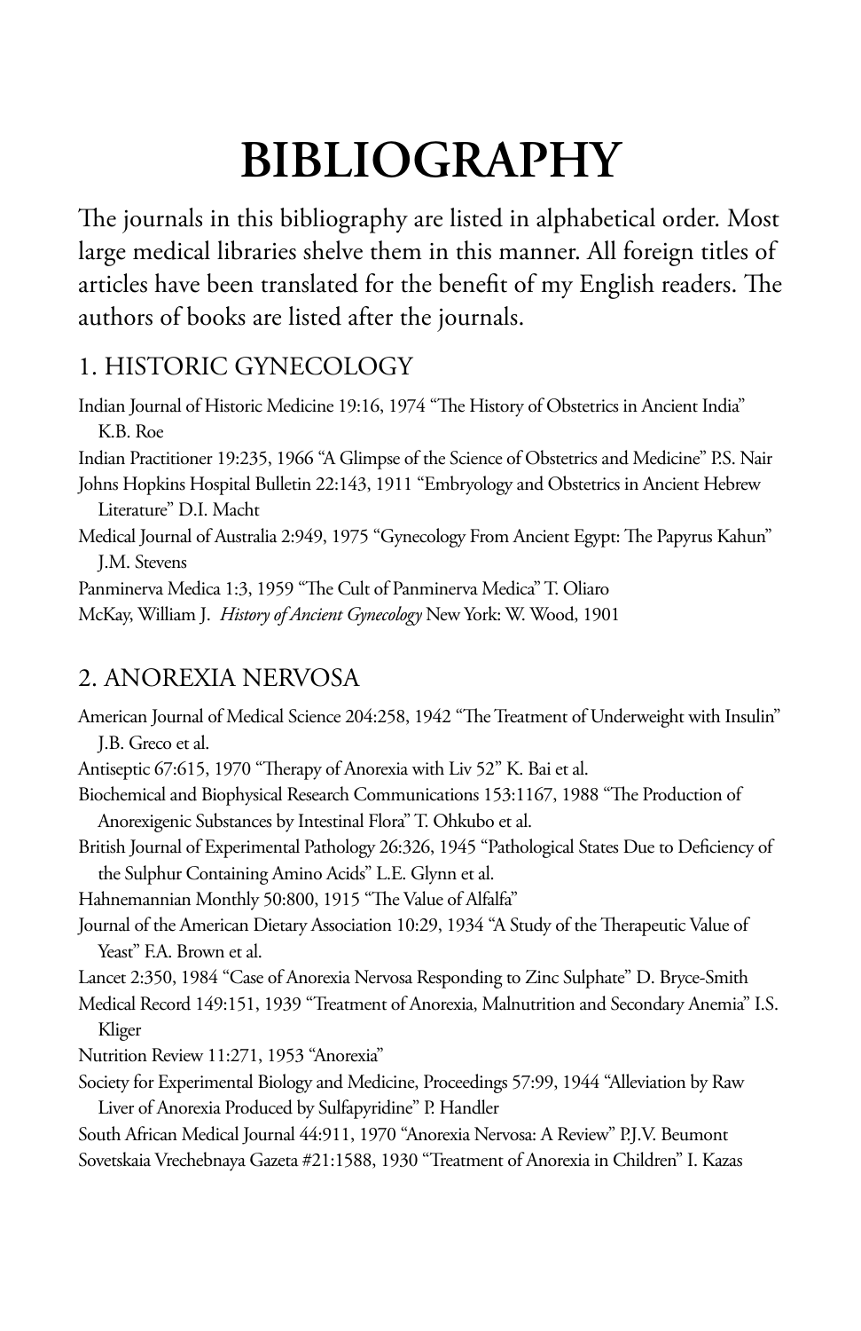# BIBLIOGRAPHY

The journals in this bibliography are listed in alphabetical order. Most large medical libraries shelve them in this manner. All foreign titles of articles have been translated for the benefit of my English readers. The authors of books are listed after the journals.

## 1. HISTORIC GYNECOLOGY

Indian Journal of Historic Medicine 19:16, 1974 "The History of Obstetrics in Ancient India" K.B. Roe

Indian Practitioner 19:235, 1966 "A Glimpse of the Science of Obstetrics and Medicine" P.S. Nair

Johns Hopkins Hospital Bulletin 22:143, 1911 "Embryology and Obstetrics in Ancient Hebrew Literature" D.I. Macht

Medical Journal of Australia 2:949, 1975 "Gynecology From Ancient Egypt: The Papyrus Kahun" J.M. Stevens

Panminerva Medica 1:3, 1959 "The Cult of Panminerva Medica" T. Oliaro

McKay, William J. *History of Ancient Gynecology* New York: W. Wood, 1901

## 2. ANOREXIA NERVOSA

American Journal of Medical Science 204:258, 1942 "The Treatment of Underweight with Insulin" J.B. Greco et al.

Antiseptic 67:615, 1970 "Therapy of Anorexia with Liv 52" K. Bai et al.

Biochemical and Biophysical Research Communications 153:1167, 1988 "The Production of Anorexigenic Substances by Intestinal Flora" T. Ohkubo et al.

British Journal of Experimental Pathology 26:326, 1945 "Pathological States Due to Deficiency of the Sulphur Containing Amino Acids" L.E. Glynn et al.

Hahnemannian Monthly 50:800, 1915 "The Value of Alfalfa"

Journal of the American Dietary Association 10:29, 1934 "A Study of the Therapeutic Value of Yeast" F.A. Brown et al.

Lancet 2:350, 1984 "Case of Anorexia Nervosa Responding to Zinc Sulphate" D. Bryce-Smith

Medical Record 149:151, 1939 "Treatment of Anorexia, Malnutrition and Secondary Anemia" I.S. Kliger

Nutrition Review 11:271, 1953 "Anorexia"

Society for Experimental Biology and Medicine, Proceedings 57:99, 1944 "Alleviation by Raw Liver of Anorexia Produced by Sulfapyridine" P. Handler

South African Medical Journal 44:911, 1970 "Anorexia Nervosa: A Review" P.J.V. Beumont

Sovetskaia Vrechebnaya Gazeta #21:1588, 1930 "Treatment of Anorexia in Children" I. Kazas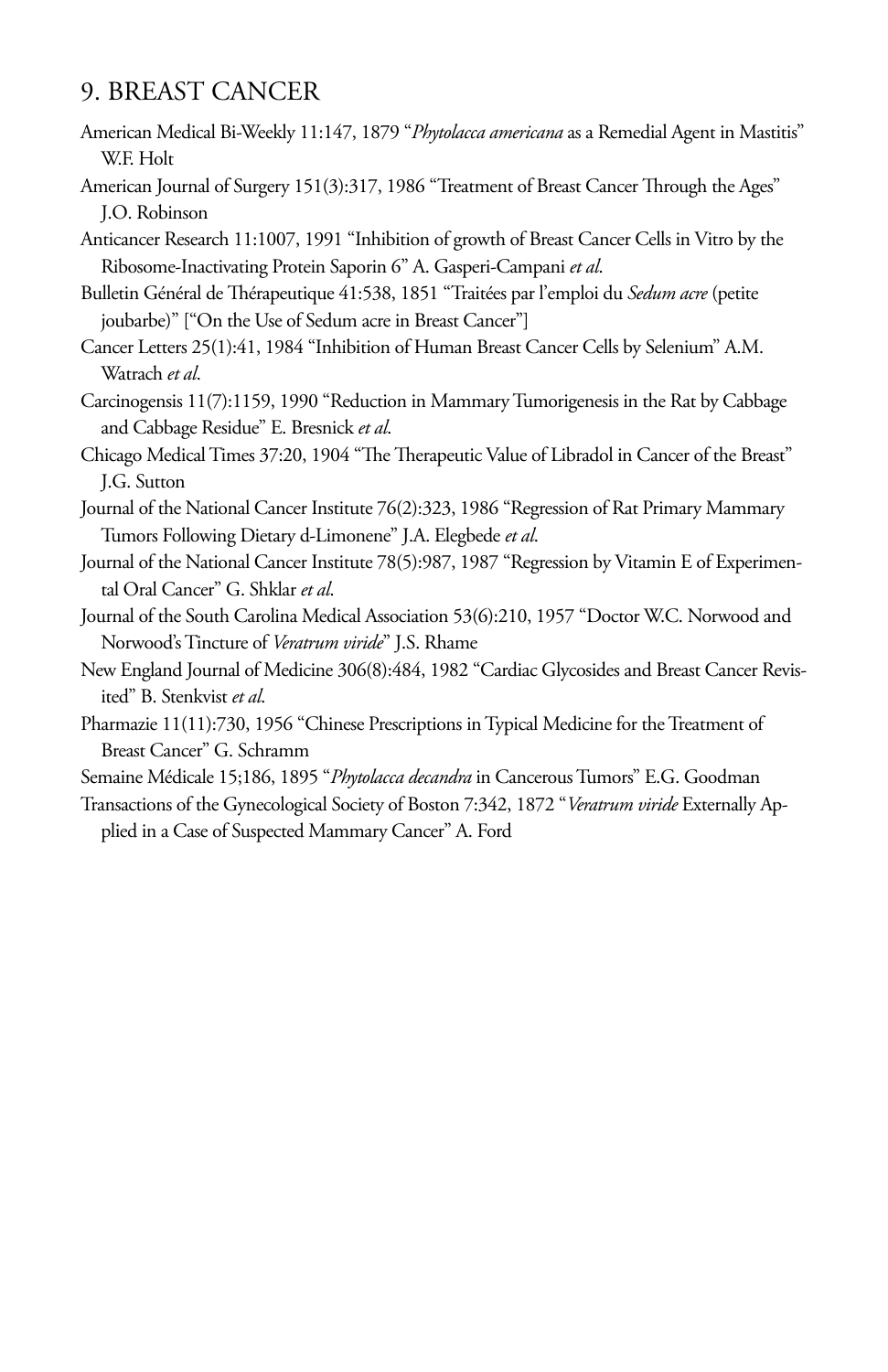## 9. BREAST CANCER

American Medical Bi-Weekly 11:147, 1879 "*Phytolacca americana* as a Remedial Agent in Mastitis" W.F. Holt

American Journal of Surgery 151(3):317, 1986 "Treatment of Breast Cancer Through the Ages" J.O. Robinson

Anticancer Research 11:1007, 1991 "Inhibition of growth of Breast Cancer Cells in Vitro by the Ribosome-Inactivating Protein Saporin 6" A. Gasperi-Campani *et al*.

Bulletin Général de Thérapeutique 41:538, 1851 "Traitées par l'emploi du *Sedum acre* (petite joubarbe)" ["On the Use of Sedum acre in Breast Cancer"]

Cancer Letters 25(1):41, 1984 "Inhibition of Human Breast Cancer Cells by Selenium" A.M. Watrach *et al*.

Carcinogensis 11(7):1159, 1990 "Reduction in Mammary Tumorigenesis in the Rat by Cabbage and Cabbage Residue" E. Bresnick *et al*.

Chicago Medical Times 37:20, 1904 "The Therapeutic Value of Libradol in Cancer of the Breast" J.G. Sutton

Journal of the National Cancer Institute 76(2):323, 1986 "Regression of Rat Primary Mammary Tumors Following Dietary d-Limonene" J.A. Elegbede *et al*.

Journal of the National Cancer Institute 78(5):987, 1987 "Regression by Vitamin E of Experimental Oral Cancer" G. Shklar *et al*.

Journal of the South Carolina Medical Association 53(6):210, 1957 "Doctor W.C. Norwood and Norwood's Tincture of *Veratrum viride*" J.S. Rhame

New England Journal of Medicine 306(8):484, 1982 "Cardiac Glycosides and Breast Cancer Revisited" B. Stenkvist *et al*.

Pharmazie 11(11):730, 1956 "Chinese Prescriptions in Typical Medicine for the Treatment of Breast Cancer" G. Schramm

Semaine Médicale 15;186, 1895 "*Phytolacca decandra* in Cancerous Tumors" E.G. Goodman

Transactions of the Gynecological Society of Boston 7:342, 1872 "*Veratrum viride* Externally Applied in a Case of Suspected Mammary Cancer" A. Ford